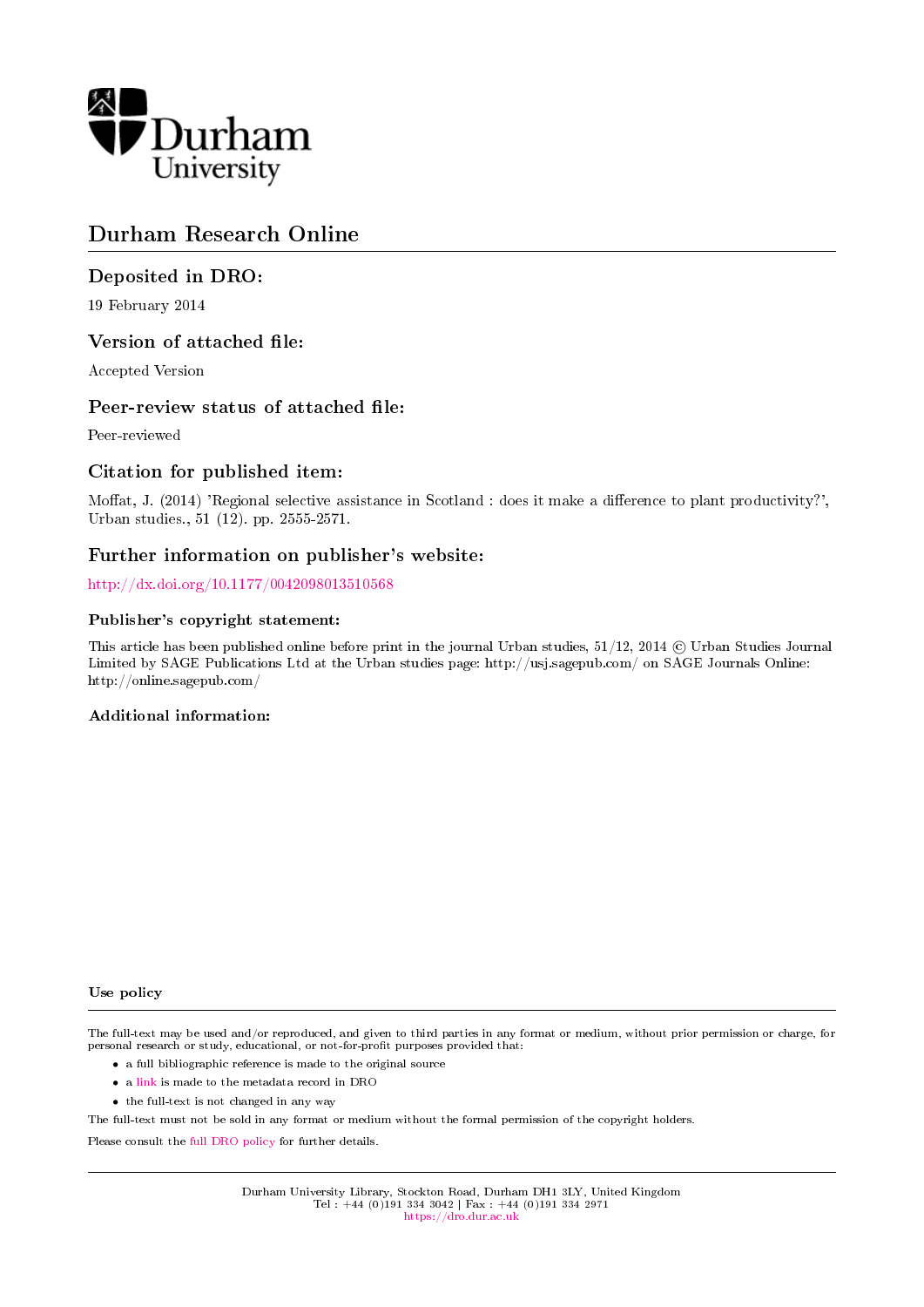Durham University

# Durham Research Online

## Deposited in DRO:

19 February 2014

## Version of attached file:

Accepted Version

## Peer-review status of attached file:

Peer-reviewed

## Citation for published item:

Moffat, J. (2014) 'Regional selective assistance in Scotland : does it make a difference to plant productivity?', Urban studies., 51 (12). pp. 2555-2571.

## Further information on publisher's website:

http://dx.doi.org/10.1177/0042098013510568

### Publisher's copyright statement:

This article has been published online before print in the journal Urban studies, 51/12, 2014 © Urban Studies Journal Limited by SAGE Publications Ltd at the Urban studies page: http://usj.sagepub.com/ on SAGE Journals Online: http://online.sagepub.com/

### Additional information:

### Use policy

The full-text may be used and/or reproduced, and given to third parties in any format or medium, without prior permission or charge, for personal research or study, educational, or not-for-profit purposes provided that:

- a full bibliographic reference is made to the original source
- a link is made to the metadata record in DRO
- the full-text is not changed in any way

The full-text must not be sold in any format or medium without the formal permission of the copyright holders.

Please consult the full DRO policy for further details.

Durham University Library, Stockton Road, Durham DH1 3LY, United Kingdom
Tel : +44 (0)191 334 3042 | Fax : +44 (0)191 334 2971
https://dro.dur.ac.uk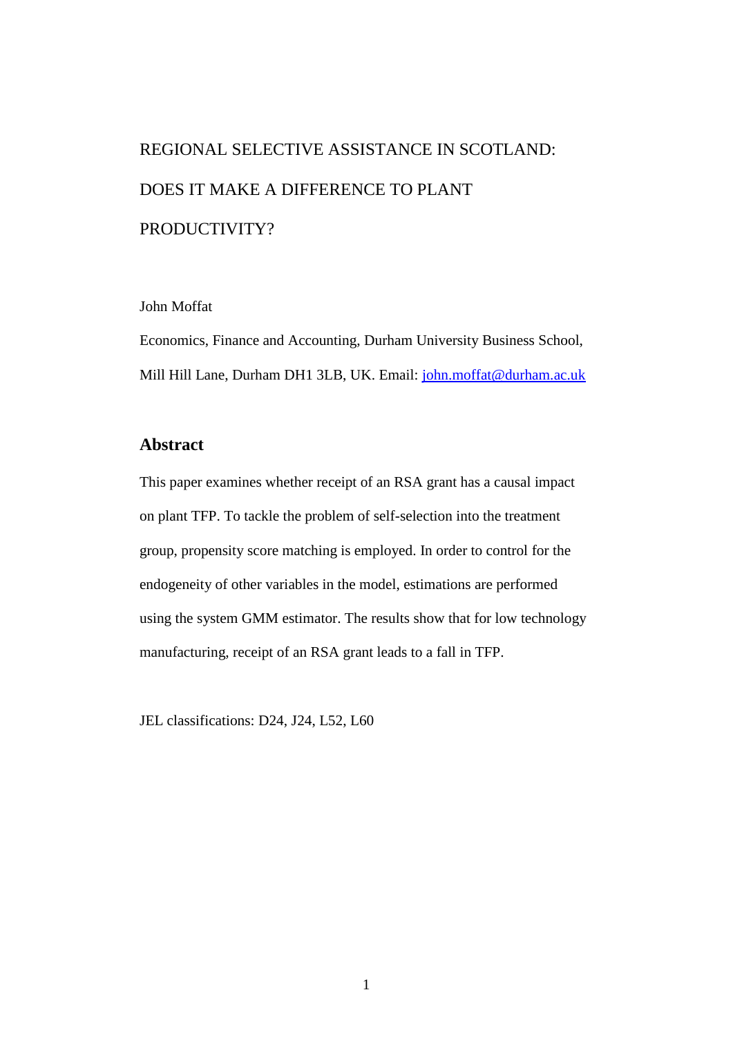# REGIONAL SELECTIVE ASSISTANCE IN SCOTLAND: DOES IT MAKE A DIFFERENCE TO PLANT PRODUCTIVITY?

John Moffat

Economics, Finance and Accounting, Durham University Business School, Mill Hill Lane, Durham DH1 3LB, UK. Email: john.moffat@durham.ac.uk

## Abstract

This paper examines whether receipt of an RSA grant has a causal impact on plant TFP. To tackle the problem of self-selection into the treatment group, propensity score matching is employed. In order to control for the endogeneity of other variables in the model, estimations are performed using the system GMM estimator. The results show that for low technology manufacturing, receipt of an RSA grant leads to a fall in TFP.

JEL classifications: D24, J24, L52, L60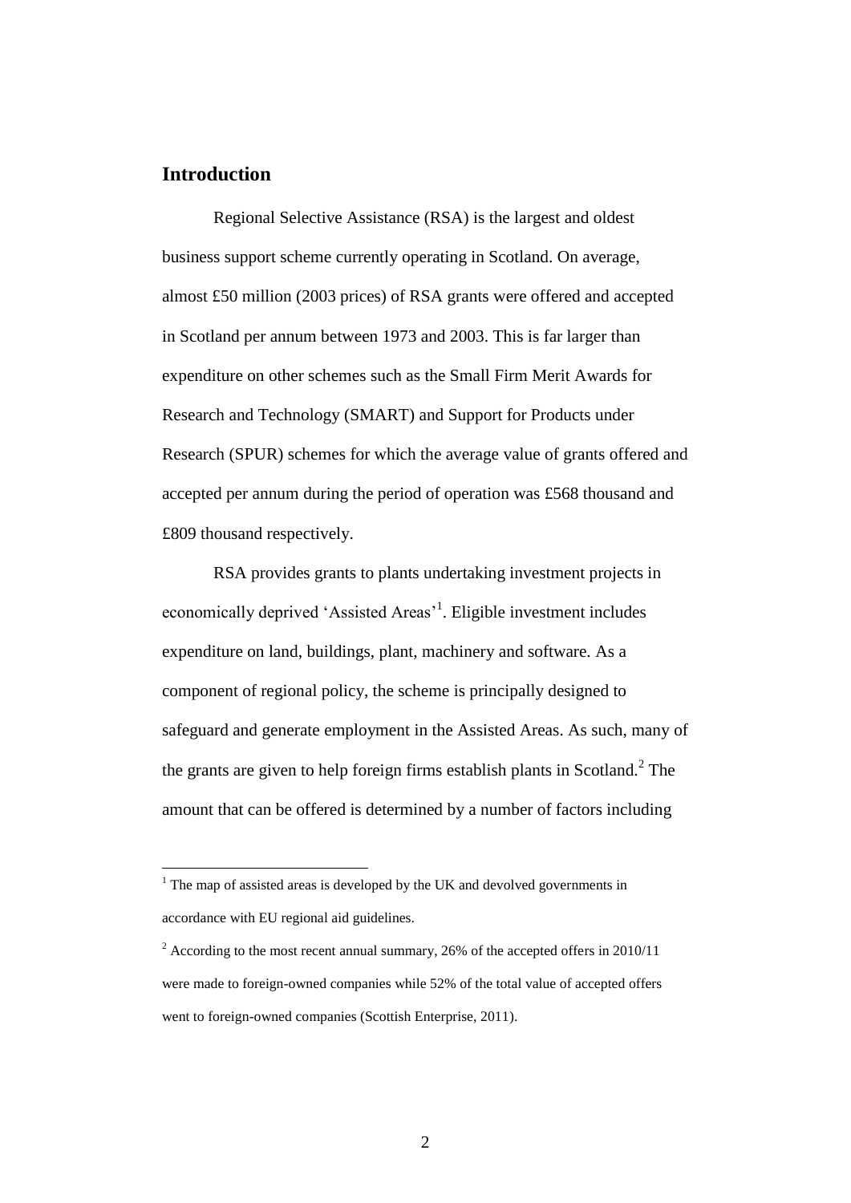## Introduction

Regional Selective Assistance (RSA) is the largest and oldest business support scheme currently operating in Scotland. On average, almost £50 million (2003 prices) of RSA grants were offered and accepted in Scotland per annum between 1973 and 2003. This is far larger than expenditure on other schemes such as the Small Firm Merit Awards for Research and Technology (SMART) and Support for Products under Research (SPUR) schemes for which the average value of grants offered and accepted per annum during the period of operation was £568 thousand and £809 thousand respectively.

RSA provides grants to plants undertaking investment projects in economically deprived 'Assisted Areas'[1]. Eligible investment includes expenditure on land, buildings, plant, machinery and software. As a component of regional policy, the scheme is principally designed to safeguard and generate employment in the Assisted Areas. As such, many of the grants are given to help foreign firms establish plants in Scotland.[2] The amount that can be offered is determined by a number of factors including

---

[1] The map of assisted areas is developed by the UK and devolved governments in accordance with EU regional aid guidelines.

[2] According to the most recent annual summary, 26% of the accepted offers in 2010/11 were made to foreign-owned companies while 52% of the total value of accepted offers went to foreign-owned companies (Scottish Enterprise, 2011).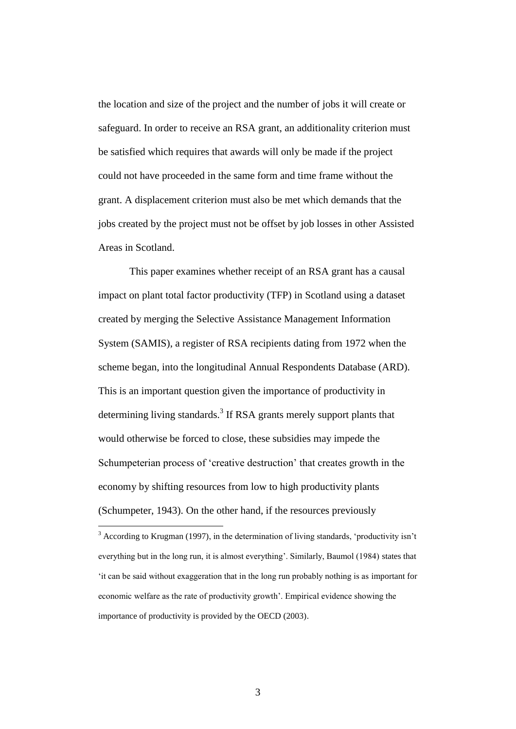the location and size of the project and the number of jobs it will create or safeguard. In order to receive an RSA grant, an additionality criterion must be satisfied which requires that awards will only be made if the project could not have proceeded in the same form and time frame without the grant. A displacement criterion must also be met which demands that the jobs created by the project must not be offset by job losses in other Assisted Areas in Scotland.

This paper examines whether receipt of an RSA grant has a causal impact on plant total factor productivity (TFP) in Scotland using a dataset created by merging the Selective Assistance Management Information System (SAMIS), a register of RSA recipients dating from 1972 when the scheme began, into the longitudinal Annual Respondents Database (ARD). This is an important question given the importance of productivity in determining living standards.[3] If RSA grants merely support plants that would otherwise be forced to close, these subsidies may impede the Schumpeterian process of 'creative destruction' that creates growth in the economy by shifting resources from low to high productivity plants (Schumpeter, 1943). On the other hand, if the resources previously

---

[3] According to Krugman (1997), in the determination of living standards, 'productivity isn't everything but in the long run, it is almost everything'. Similarly, Baumol (1984) states that 'it can be said without exaggeration that in the long run probably nothing is as important for economic welfare as the rate of productivity growth'. Empirical evidence showing the importance of productivity is provided by the OECD (2003).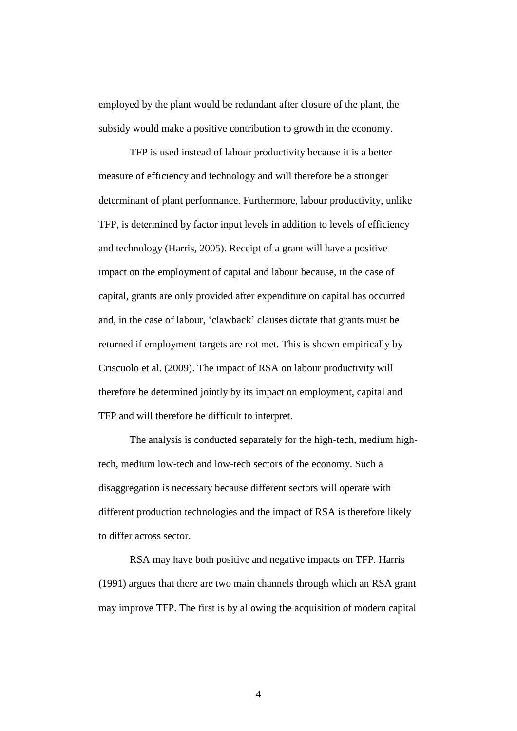employed by the plant would be redundant after closure of the plant, the subsidy would make a positive contribution to growth in the economy.

TFP is used instead of labour productivity because it is a better measure of efficiency and technology and will therefore be a stronger determinant of plant performance. Furthermore, labour productivity, unlike TFP, is determined by factor input levels in addition to levels of efficiency and technology (Harris, 2005). Receipt of a grant will have a positive impact on the employment of capital and labour because, in the case of capital, grants are only provided after expenditure on capital has occurred and, in the case of labour, 'clawback' clauses dictate that grants must be returned if employment targets are not met. This is shown empirically by Criscuolo et al. (2009). The impact of RSA on labour productivity will therefore be determined jointly by its impact on employment, capital and TFP and will therefore be difficult to interpret.

The analysis is conducted separately for the high-tech, medium high-tech, medium low-tech and low-tech sectors of the economy. Such a disaggregation is necessary because different sectors will operate with different production technologies and the impact of RSA is therefore likely to differ across sector.

RSA may have both positive and negative impacts on TFP. Harris (1991) argues that there are two main channels through which an RSA grant may improve TFP. The first is by allowing the acquisition of modern capital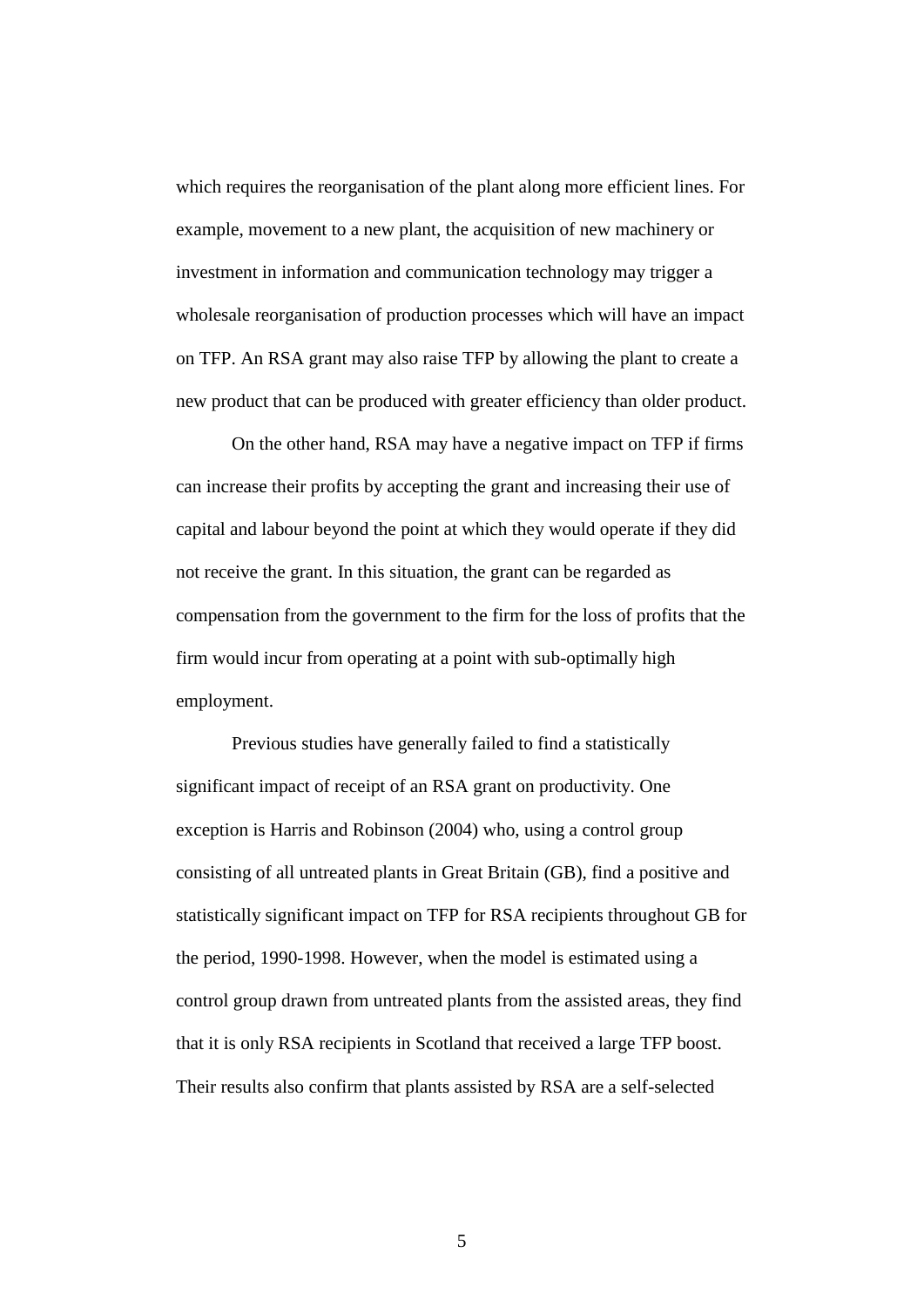which requires the reorganisation of the plant along more efficient lines. For example, movement to a new plant, the acquisition of new machinery or investment in information and communication technology may trigger a wholesale reorganisation of production processes which will have an impact on TFP. An RSA grant may also raise TFP by allowing the plant to create a new product that can be produced with greater efficiency than older product.

On the other hand, RSA may have a negative impact on TFP if firms can increase their profits by accepting the grant and increasing their use of capital and labour beyond the point at which they would operate if they did not receive the grant. In this situation, the grant can be regarded as compensation from the government to the firm for the loss of profits that the firm would incur from operating at a point with sub-optimally high employment.

Previous studies have generally failed to find a statistically significant impact of receipt of an RSA grant on productivity. One exception is Harris and Robinson (2004) who, using a control group consisting of all untreated plants in Great Britain (GB), find a positive and statistically significant impact on TFP for RSA recipients throughout GB for the period, 1990-1998. However, when the model is estimated using a control group drawn from untreated plants from the assisted areas, they find that it is only RSA recipients in Scotland that received a large TFP boost. Their results also confirm that plants assisted by RSA are a self-selected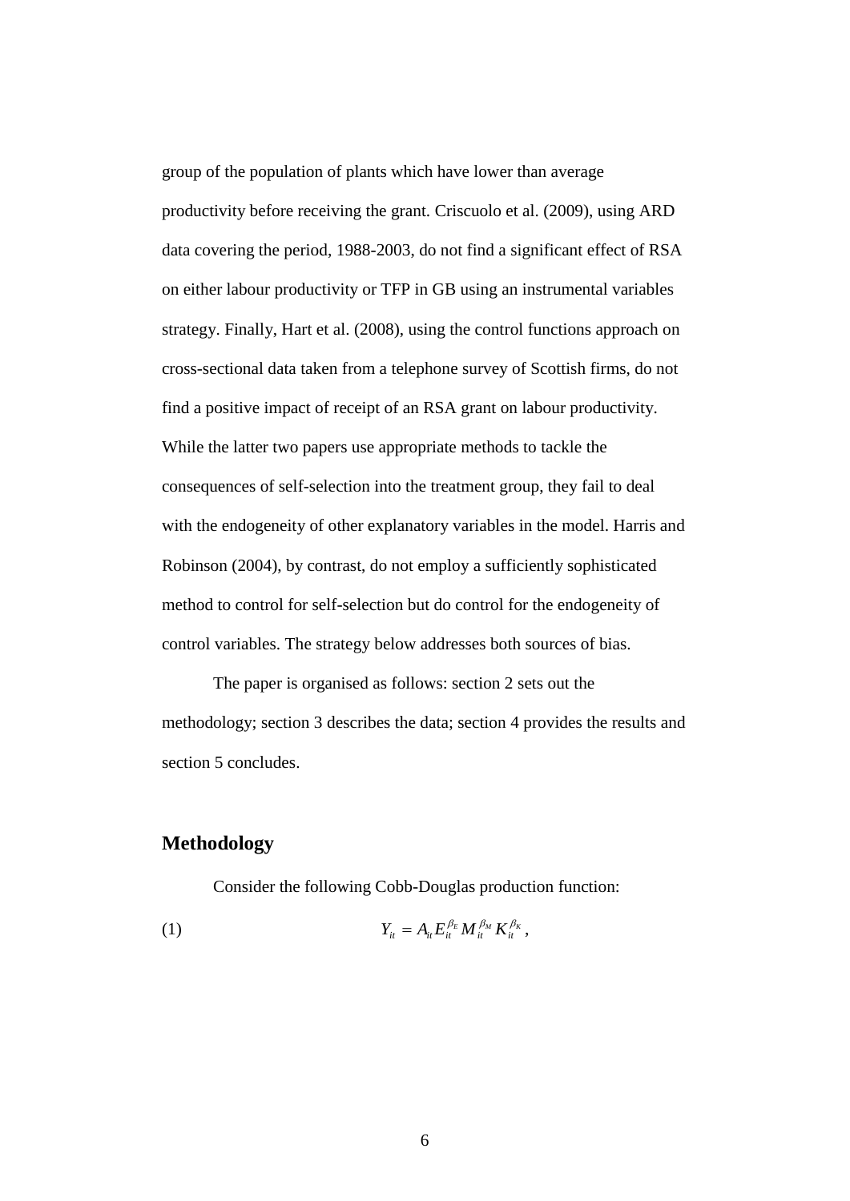group of the population of plants which have lower than average productivity before receiving the grant. Criscuolo et al. (2009), using ARD data covering the period, 1988-2003, do not find a significant effect of RSA on either labour productivity or TFP in GB using an instrumental variables strategy. Finally, Hart et al. (2008), using the control functions approach on cross-sectional data taken from a telephone survey of Scottish firms, do not find a positive impact of receipt of an RSA grant on labour productivity. While the latter two papers use appropriate methods to tackle the consequences of self-selection into the treatment group, they fail to deal with the endogeneity of other explanatory variables in the model. Harris and Robinson (2004), by contrast, do not employ a sufficiently sophisticated method to control for self-selection but do control for the endogeneity of control variables. The strategy below addresses both sources of bias.

The paper is organised as follows: section 2 sets out the methodology; section 3 describes the data; section 4 provides the results and section 5 concludes.

## Methodology

Consider the following Cobb-Douglas production function:

$$Y_{it} = A_{it} E_{it}^{\beta_E} M_{it}^{\beta_M} K_{it}^{\beta_K}, \tag{1}$$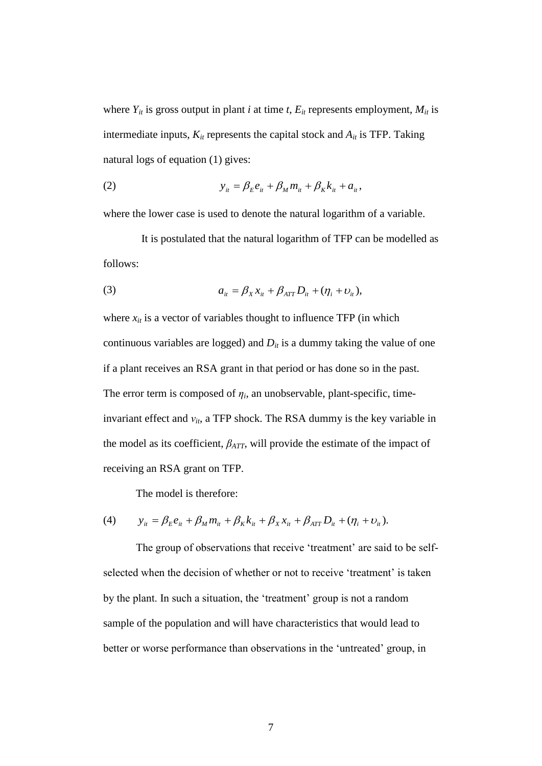where $Y_{it}$ is gross output in plant $i$ at time $t$, $E_{it}$ represents employment, $M_{it}$ is intermediate inputs, $K_{it}$ represents the capital stock and $A_{it}$ is TFP. Taking natural logs of equation (1) gives:

$$y_{it} = \beta_E e_{it} + \beta_M m_{it} + \beta_K k_{it} + a_{it}, \tag{2}$$

where the lower case is used to denote the natural logarithm of a variable.

It is postulated that the natural logarithm of TFP can be modelled as follows:

$$a_{it} = \beta_X x_{it} + \beta_{ATT} D_{it} + (\eta_i + \upsilon_{it}), \tag{3}$$

where $x_{it}$ is a vector of variables thought to influence TFP (in which continuous variables are logged) and $D_{it}$ is a dummy taking the value of one if a plant receives an RSA grant in that period or has done so in the past. The error term is composed of $\eta_i$, an unobservable, plant-specific, time-invariant effect and $v_{it}$, a TFP shock. The RSA dummy is the key variable in the model as its coefficient, $\beta_{ATT}$, will provide the estimate of the impact of receiving an RSA grant on TFP.

The model is therefore:

$$y_{it} = \beta_E e_{it} + \beta_M m_{it} + \beta_K k_{it} + \beta_X x_{it} + \beta_{ATT} D_{it} + (\eta_i + \upsilon_{it}). \tag{4}$$

The group of observations that receive 'treatment' are said to be self-selected when the decision of whether or not to receive 'treatment' is taken by the plant. In such a situation, the 'treatment' group is not a random sample of the population and will have characteristics that would lead to better or worse performance than observations in the 'untreated' group, in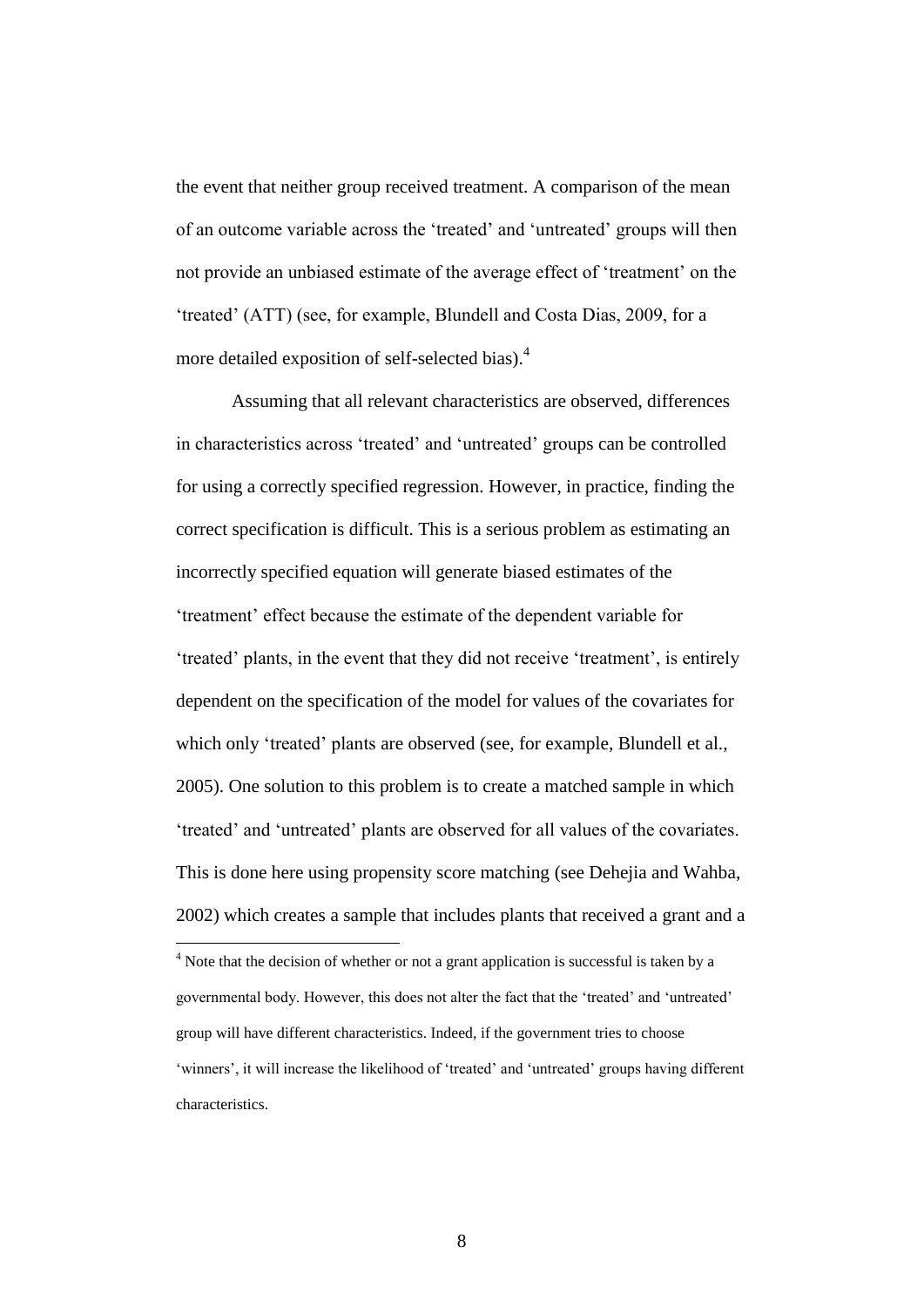the event that neither group received treatment. A comparison of the mean of an outcome variable across the 'treated' and 'untreated' groups will then not provide an unbiased estimate of the average effect of 'treatment' on the 'treated' (ATT) (see, for example, Blundell and Costa Dias, 2009, for a more detailed exposition of self-selected bias).[4]

Assuming that all relevant characteristics are observed, differences in characteristics across 'treated' and 'untreated' groups can be controlled for using a correctly specified regression. However, in practice, finding the correct specification is difficult. This is a serious problem as estimating an incorrectly specified equation will generate biased estimates of the 'treatment' effect because the estimate of the dependent variable for 'treated' plants, in the event that they did not receive 'treatment', is entirely dependent on the specification of the model for values of the covariates for which only 'treated' plants are observed (see, for example, Blundell et al., 2005). One solution to this problem is to create a matched sample in which 'treated' and 'untreated' plants are observed for all values of the covariates. This is done here using propensity score matching (see Dehejia and Wahba, 2002) which creates a sample that includes plants that received a grant and a

[4] Note that the decision of whether or not a grant application is successful is taken by a governmental body. However, this does not alter the fact that the 'treated' and 'untreated' group will have different characteristics. Indeed, if the government tries to choose 'winners', it will increase the likelihood of 'treated' and 'untreated' groups having different characteristics.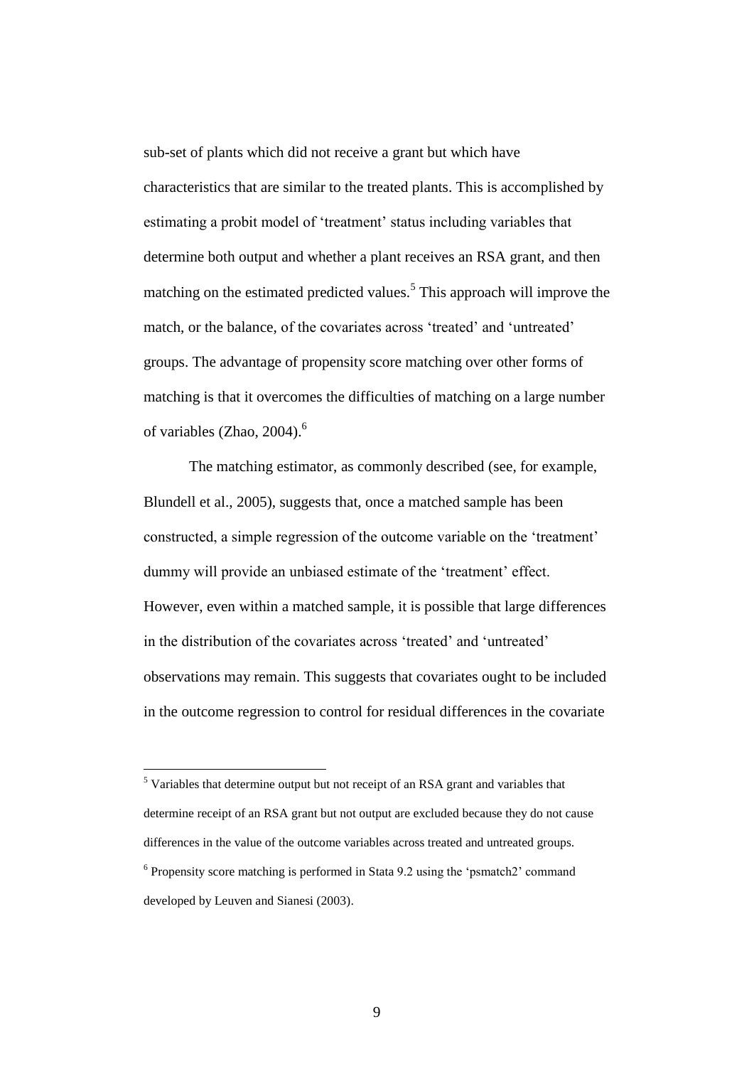sub-set of plants which did not receive a grant but which have characteristics that are similar to the treated plants. This is accomplished by estimating a probit model of 'treatment' status including variables that determine both output and whether a plant receives an RSA grant, and then matching on the estimated predicted values.[5] This approach will improve the match, or the balance, of the covariates across 'treated' and 'untreated' groups. The advantage of propensity score matching over other forms of matching is that it overcomes the difficulties of matching on a large number of variables (Zhao, 2004).[6]

The matching estimator, as commonly described (see, for example, Blundell et al., 2005), suggests that, once a matched sample has been constructed, a simple regression of the outcome variable on the 'treatment' dummy will provide an unbiased estimate of the 'treatment' effect. However, even within a matched sample, it is possible that large differences in the distribution of the covariates across 'treated' and 'untreated' observations may remain. This suggests that covariates ought to be included in the outcome regression to control for residual differences in the covariate

---

[5] Variables that determine output but not receipt of an RSA grant and variables that determine receipt of an RSA grant but not output are excluded because they do not cause differences in the value of the outcome variables across treated and untreated groups.

[6] Propensity score matching is performed in Stata 9.2 using the 'psmatch2' command developed by Leuven and Sianesi (2003).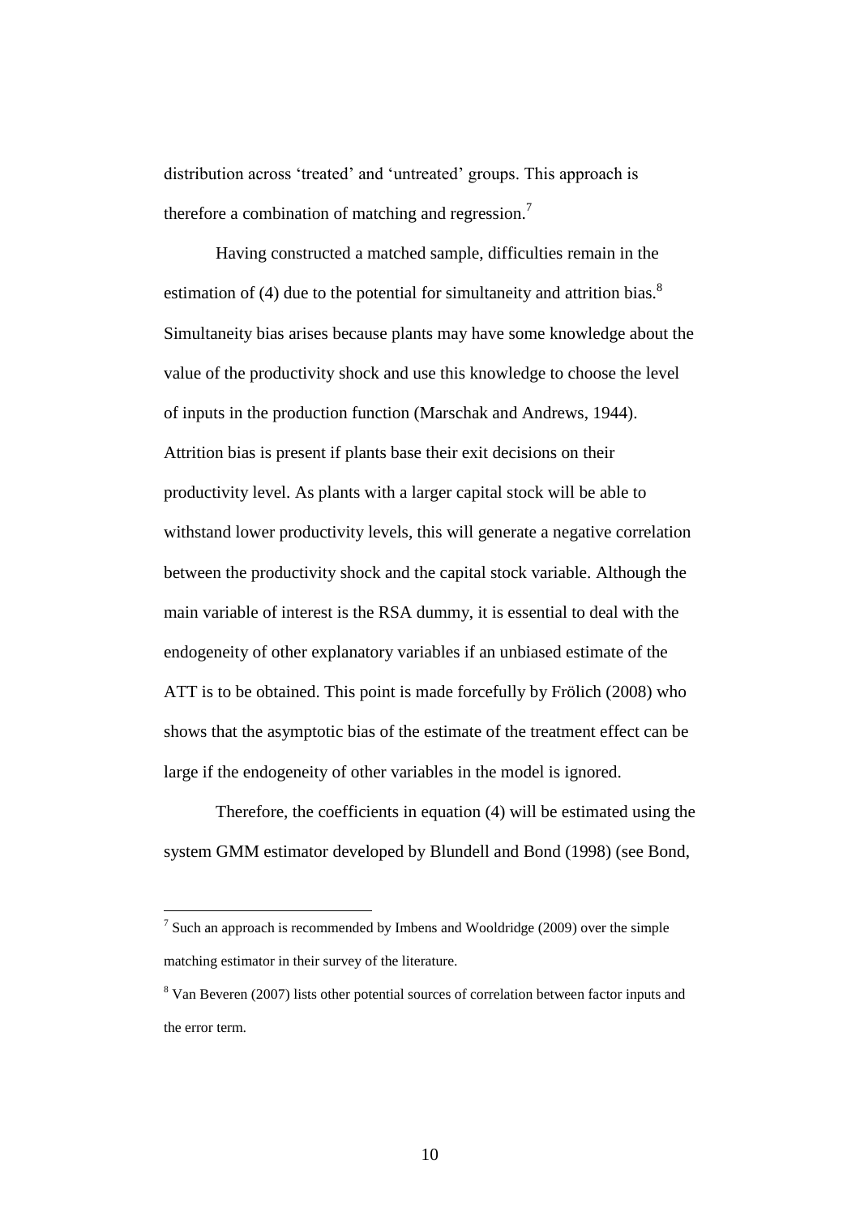distribution across 'treated' and 'untreated' groups. This approach is therefore a combination of matching and regression.[7]

Having constructed a matched sample, difficulties remain in the estimation of (4) due to the potential for simultaneity and attrition bias.[8] Simultaneity bias arises because plants may have some knowledge about the value of the productivity shock and use this knowledge to choose the level of inputs in the production function (Marschak and Andrews, 1944). Attrition bias is present if plants base their exit decisions on their productivity level. As plants with a larger capital stock will be able to withstand lower productivity levels, this will generate a negative correlation between the productivity shock and the capital stock variable. Although the main variable of interest is the RSA dummy, it is essential to deal with the endogeneity of other explanatory variables if an unbiased estimate of the ATT is to be obtained. This point is made forcefully by Frölich (2008) who shows that the asymptotic bias of the estimate of the treatment effect can be large if the endogeneity of other variables in the model is ignored.

Therefore, the coefficients in equation (4) will be estimated using the system GMM estimator developed by Blundell and Bond (1998) (see Bond,

[7] Such an approach is recommended by Imbens and Wooldridge (2009) over the simple matching estimator in their survey of the literature.

[8] Van Beveren (2007) lists other potential sources of correlation between factor inputs and the error term.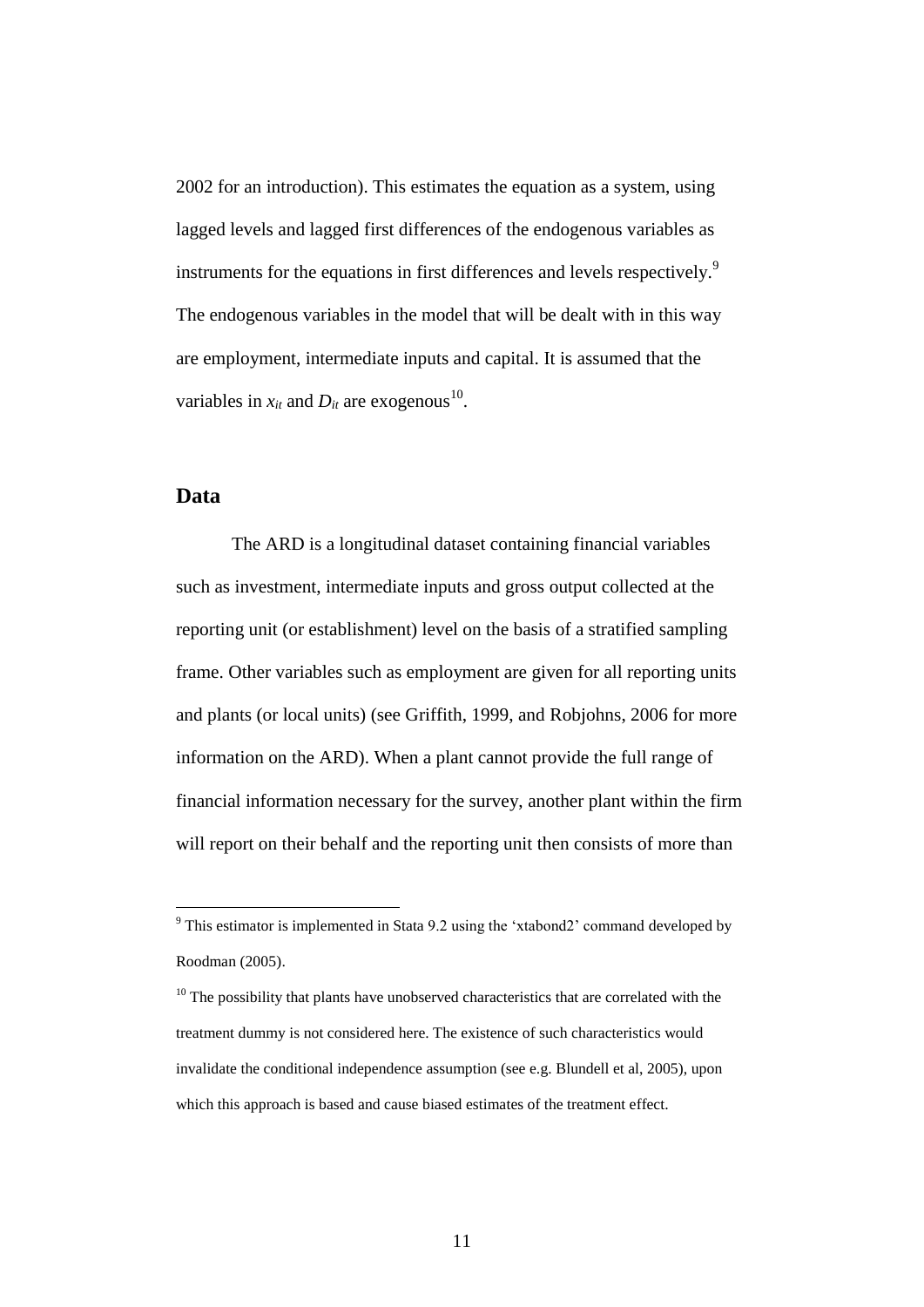2002 for an introduction). This estimates the equation as a system, using lagged levels and lagged first differences of the endogenous variables as instruments for the equations in first differences and levels respectively.[9] The endogenous variables in the model that will be dealt with in this way are employment, intermediate inputs and capital. It is assumed that the variables in $x_{it}$ and $D_{it}$ are exogenous[10].

## Data

The ARD is a longitudinal dataset containing financial variables such as investment, intermediate inputs and gross output collected at the reporting unit (or establishment) level on the basis of a stratified sampling frame. Other variables such as employment are given for all reporting units and plants (or local units) (see Griffith, 1999, and Robjohns, 2006 for more information on the ARD). When a plant cannot provide the full range of financial information necessary for the survey, another plant within the firm will report on their behalf and the reporting unit then consists of more than

---

[9] This estimator is implemented in Stata 9.2 using the 'xtabond2' command developed by Roodman (2005).

[10] The possibility that plants have unobserved characteristics that are correlated with the treatment dummy is not considered here. The existence of such characteristics would invalidate the conditional independence assumption (see e.g. Blundell et al, 2005), upon which this approach is based and cause biased estimates of the treatment effect.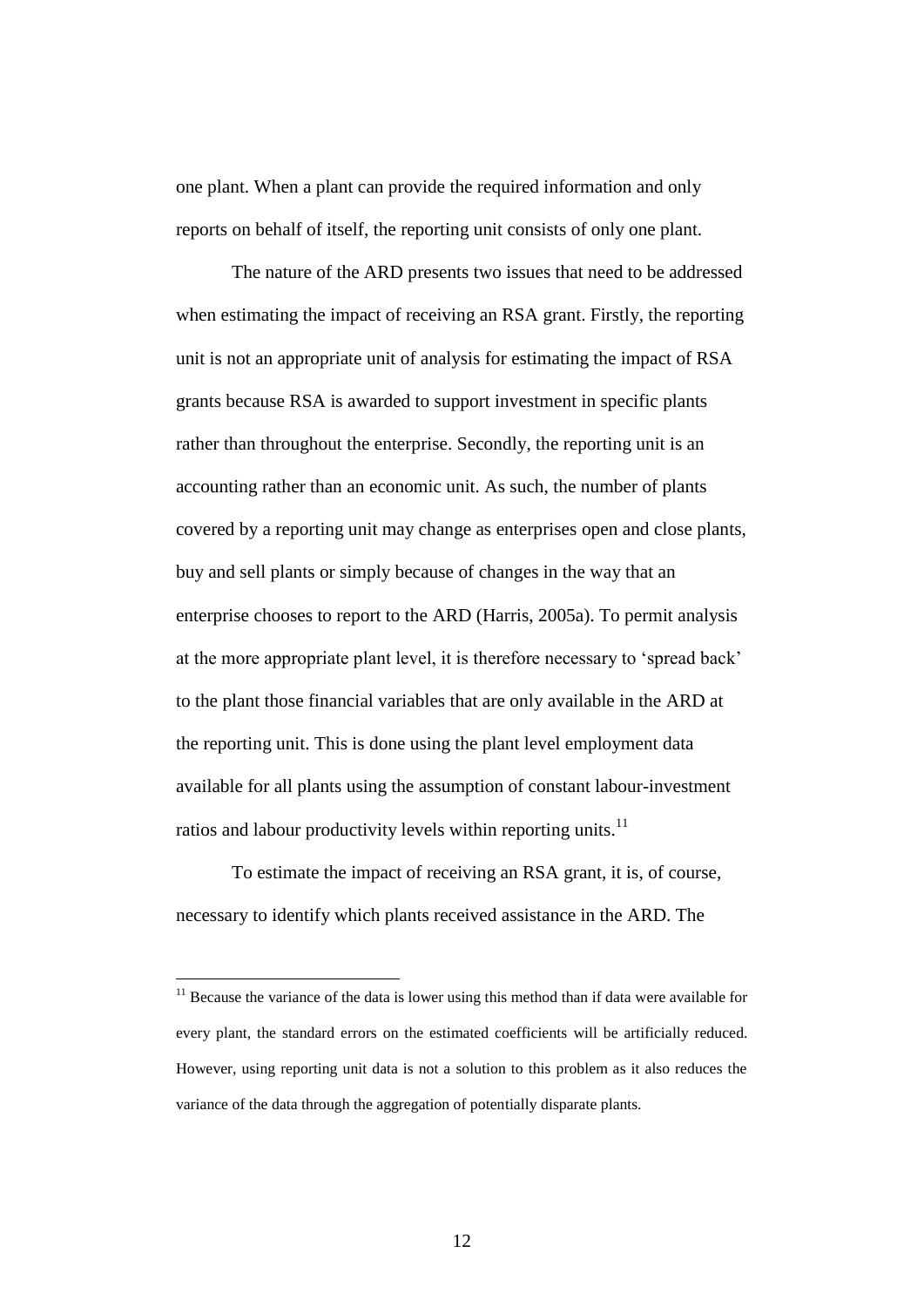one plant. When a plant can provide the required information and only reports on behalf of itself, the reporting unit consists of only one plant.

The nature of the ARD presents two issues that need to be addressed when estimating the impact of receiving an RSA grant. Firstly, the reporting unit is not an appropriate unit of analysis for estimating the impact of RSA grants because RSA is awarded to support investment in specific plants rather than throughout the enterprise. Secondly, the reporting unit is an accounting rather than an economic unit. As such, the number of plants covered by a reporting unit may change as enterprises open and close plants, buy and sell plants or simply because of changes in the way that an enterprise chooses to report to the ARD (Harris, 2005a). To permit analysis at the more appropriate plant level, it is therefore necessary to 'spread back' to the plant those financial variables that are only available in the ARD at the reporting unit. This is done using the plant level employment data available for all plants using the assumption of constant labour-investment ratios and labour productivity levels within reporting units.[11]

To estimate the impact of receiving an RSA grant, it is, of course, necessary to identify which plants received assistance in the ARD. The

---

[11] Because the variance of the data is lower using this method than if data were available for every plant, the standard errors on the estimated coefficients will be artificially reduced. However, using reporting unit data is not a solution to this problem as it also reduces the variance of the data through the aggregation of potentially disparate plants.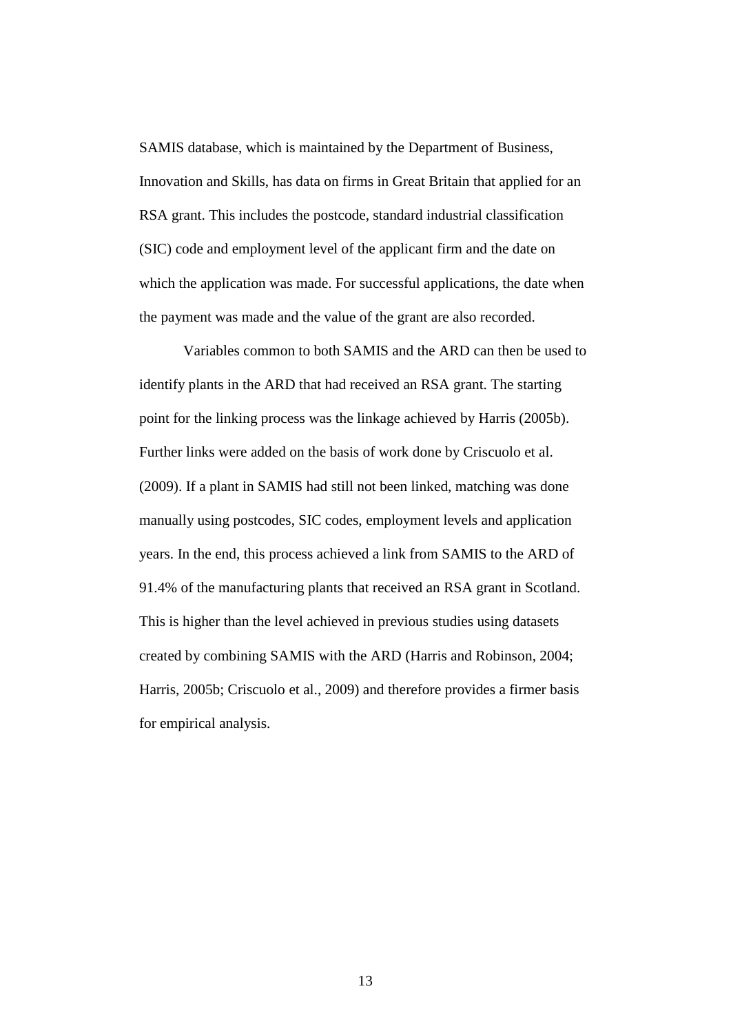SAMIS database, which is maintained by the Department of Business, Innovation and Skills, has data on firms in Great Britain that applied for an RSA grant. This includes the postcode, standard industrial classification (SIC) code and employment level of the applicant firm and the date on which the application was made. For successful applications, the date when the payment was made and the value of the grant are also recorded.

Variables common to both SAMIS and the ARD can then be used to identify plants in the ARD that had received an RSA grant. The starting point for the linking process was the linkage achieved by Harris (2005b). Further links were added on the basis of work done by Criscuolo et al. (2009). If a plant in SAMIS had still not been linked, matching was done manually using postcodes, SIC codes, employment levels and application years. In the end, this process achieved a link from SAMIS to the ARD of 91.4% of the manufacturing plants that received an RSA grant in Scotland. This is higher than the level achieved in previous studies using datasets created by combining SAMIS with the ARD (Harris and Robinson, 2004; Harris, 2005b; Criscuolo et al., 2009) and therefore provides a firmer basis for empirical analysis.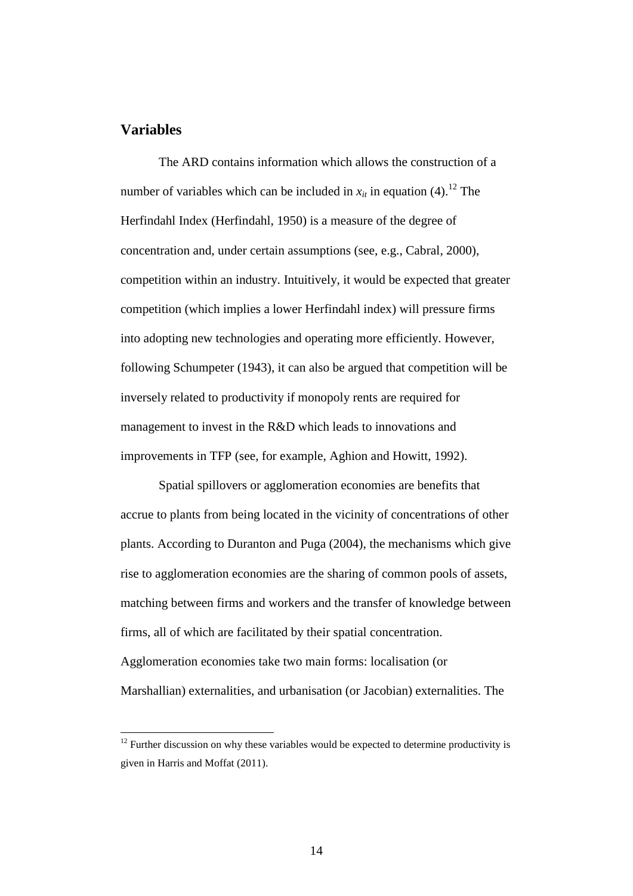## Variables

The ARD contains information which allows the construction of a number of variables which can be included in $x_{it}$ in equation (4).[12] The Herfindahl Index (Herfindahl, 1950) is a measure of the degree of concentration and, under certain assumptions (see, e.g., Cabral, 2000), competition within an industry. Intuitively, it would be expected that greater competition (which implies a lower Herfindahl index) will pressure firms into adopting new technologies and operating more efficiently. However, following Schumpeter (1943), it can also be argued that competition will be inversely related to productivity if monopoly rents are required for management to invest in the R&D which leads to innovations and improvements in TFP (see, for example, Aghion and Howitt, 1992).

Spatial spillovers or agglomeration economies are benefits that accrue to plants from being located in the vicinity of concentrations of other plants. According to Duranton and Puga (2004), the mechanisms which give rise to agglomeration economies are the sharing of common pools of assets, matching between firms and workers and the transfer of knowledge between firms, all of which are facilitated by their spatial concentration. Agglomeration economies take two main forms: localisation (or Marshallian) externalities, and urbanisation (or Jacobian) externalities. The

[12] Further discussion on why these variables would be expected to determine productivity is given in Harris and Moffat (2011).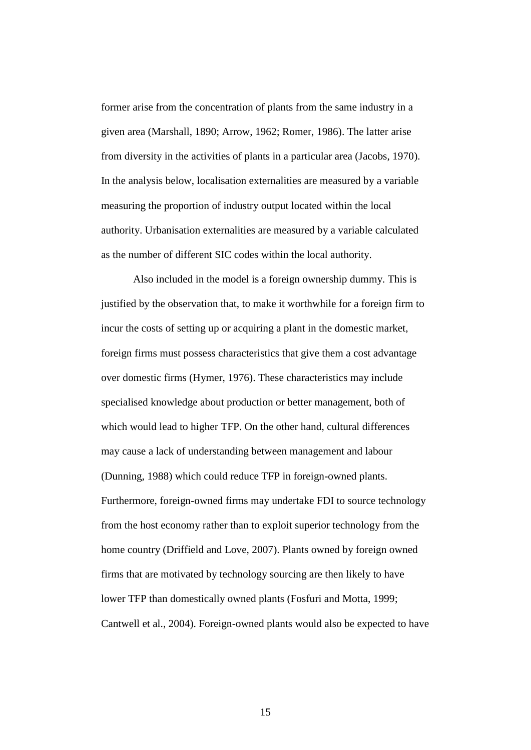former arise from the concentration of plants from the same industry in a given area (Marshall, 1890; Arrow, 1962; Romer, 1986). The latter arise from diversity in the activities of plants in a particular area (Jacobs, 1970). In the analysis below, localisation externalities are measured by a variable measuring the proportion of industry output located within the local authority. Urbanisation externalities are measured by a variable calculated as the number of different SIC codes within the local authority.

Also included in the model is a foreign ownership dummy. This is justified by the observation that, to make it worthwhile for a foreign firm to incur the costs of setting up or acquiring a plant in the domestic market, foreign firms must possess characteristics that give them a cost advantage over domestic firms (Hymer, 1976). These characteristics may include specialised knowledge about production or better management, both of which would lead to higher TFP. On the other hand, cultural differences may cause a lack of understanding between management and labour (Dunning, 1988) which could reduce TFP in foreign-owned plants. Furthermore, foreign-owned firms may undertake FDI to source technology from the host economy rather than to exploit superior technology from the home country (Driffield and Love, 2007). Plants owned by foreign owned firms that are motivated by technology sourcing are then likely to have lower TFP than domestically owned plants (Fosfuri and Motta, 1999; Cantwell et al., 2004). Foreign-owned plants would also be expected to have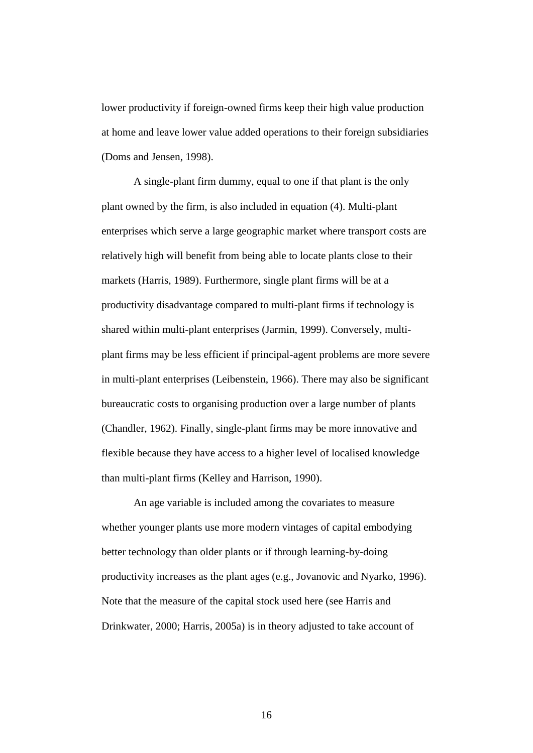lower productivity if foreign-owned firms keep their high value production at home and leave lower value added operations to their foreign subsidiaries (Doms and Jensen, 1998).

A single-plant firm dummy, equal to one if that plant is the only plant owned by the firm, is also included in equation (4). Multi-plant enterprises which serve a large geographic market where transport costs are relatively high will benefit from being able to locate plants close to their markets (Harris, 1989). Furthermore, single plant firms will be at a productivity disadvantage compared to multi-plant firms if technology is shared within multi-plant enterprises (Jarmin, 1999). Conversely, multi-plant firms may be less efficient if principal-agent problems are more severe in multi-plant enterprises (Leibenstein, 1966). There may also be significant bureaucratic costs to organising production over a large number of plants (Chandler, 1962). Finally, single-plant firms may be more innovative and flexible because they have access to a higher level of localised knowledge than multi-plant firms (Kelley and Harrison, 1990).

An age variable is included among the covariates to measure whether younger plants use more modern vintages of capital embodying better technology than older plants or if through learning-by-doing productivity increases as the plant ages (e.g., Jovanovic and Nyarko, 1996). Note that the measure of the capital stock used here (see Harris and Drinkwater, 2000; Harris, 2005a) is in theory adjusted to take account of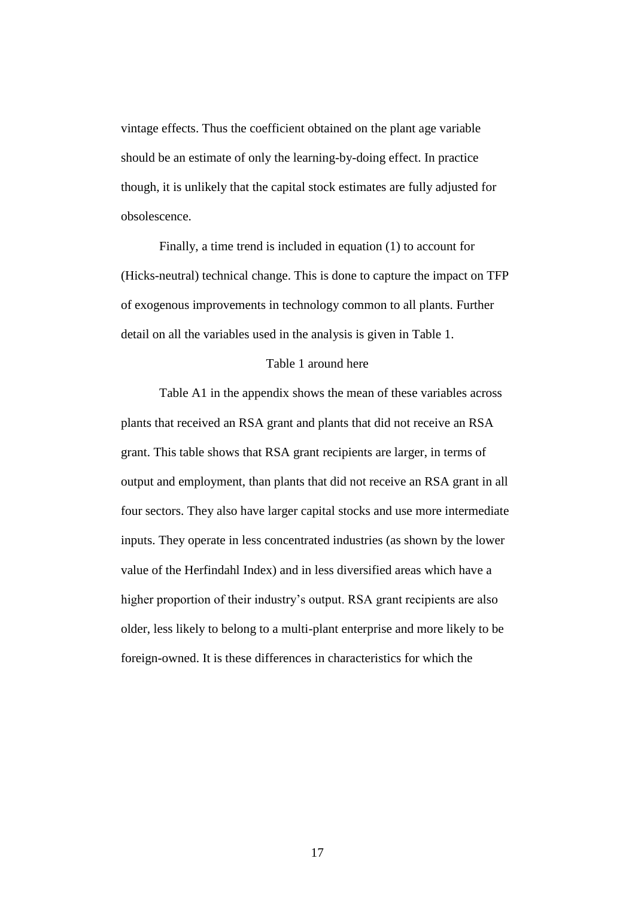vintage effects. Thus the coefficient obtained on the plant age variable should be an estimate of only the learning-by-doing effect. In practice though, it is unlikely that the capital stock estimates are fully adjusted for obsolescence.

Finally, a time trend is included in equation (1) to account for (Hicks-neutral) technical change. This is done to capture the impact on TFP of exogenous improvements in technology common to all plants. Further detail on all the variables used in the analysis is given in Table 1.

Table 1 around here

Table A1 in the appendix shows the mean of these variables across plants that received an RSA grant and plants that did not receive an RSA grant. This table shows that RSA grant recipients are larger, in terms of output and employment, than plants that did not receive an RSA grant in all four sectors. They also have larger capital stocks and use more intermediate inputs. They operate in less concentrated industries (as shown by the lower value of the Herfindahl Index) and in less diversified areas which have a higher proportion of their industry's output. RSA grant recipients are also older, less likely to belong to a multi-plant enterprise and more likely to be foreign-owned. It is these differences in characteristics for which the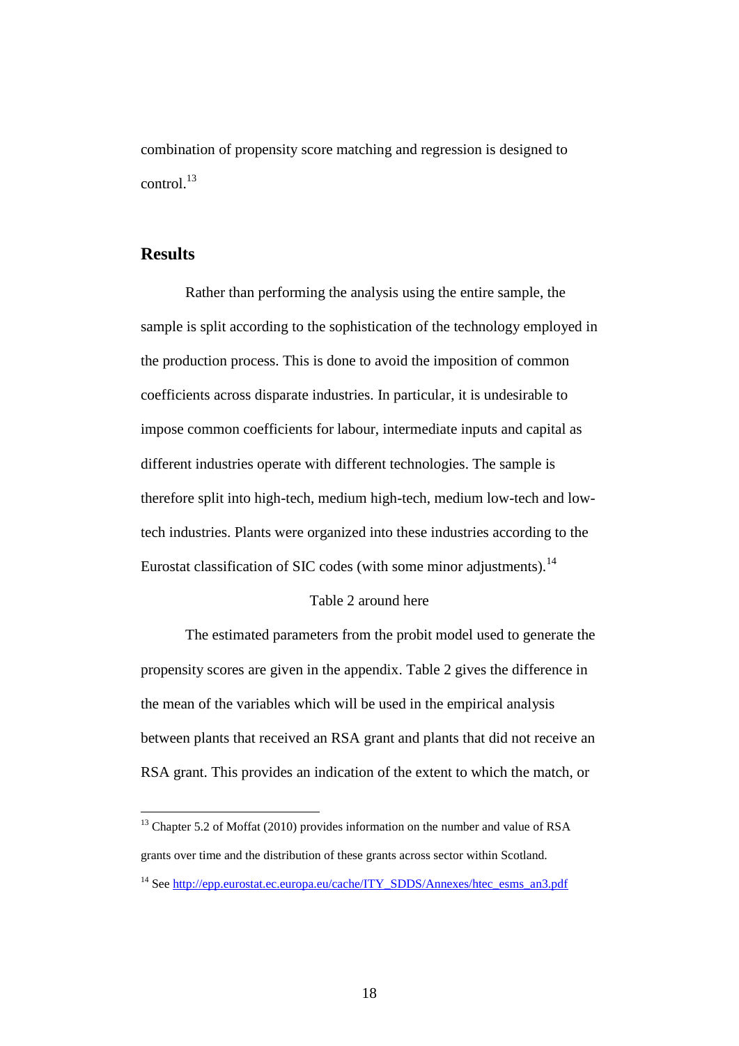combination of propensity score matching and regression is designed to control.[13]

## Results

Rather than performing the analysis using the entire sample, the sample is split according to the sophistication of the technology employed in the production process. This is done to avoid the imposition of common coefficients across disparate industries. In particular, it is undesirable to impose common coefficients for labour, intermediate inputs and capital as different industries operate with different technologies. The sample is therefore split into high-tech, medium high-tech, medium low-tech and low-tech industries. Plants were organized into these industries according to the Eurostat classification of SIC codes (with some minor adjustments).[14]

Table 2 around here

The estimated parameters from the probit model used to generate the propensity scores are given in the appendix. Table 2 gives the difference in the mean of the variables which will be used in the empirical analysis between plants that received an RSA grant and plants that did not receive an RSA grant. This provides an indication of the extent to which the match, or

---

[13] Chapter 5.2 of Moffat (2010) provides information on the number and value of RSA grants over time and the distribution of these grants across sector within Scotland.

[14] See http://epp.eurostat.ec.europa.eu/cache/ITY_SDDS/Annexes/htec_esms_an3.pdf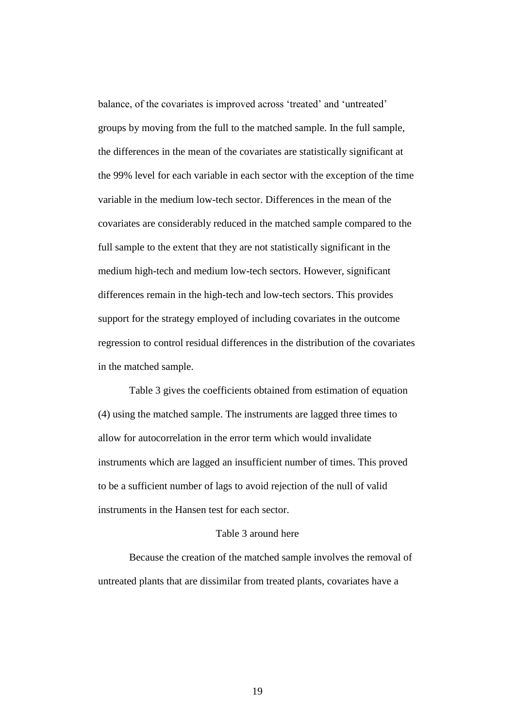balance, of the covariates is improved across 'treated' and 'untreated' groups by moving from the full to the matched sample. In the full sample, the differences in the mean of the covariates are statistically significant at the 99% level for each variable in each sector with the exception of the time variable in the medium low-tech sector. Differences in the mean of the covariates are considerably reduced in the matched sample compared to the full sample to the extent that they are not statistically significant in the medium high-tech and medium low-tech sectors. However, significant differences remain in the high-tech and low-tech sectors. This provides support for the strategy employed of including covariates in the outcome regression to control residual differences in the distribution of the covariates in the matched sample.

Table 3 gives the coefficients obtained from estimation of equation (4) using the matched sample. The instruments are lagged three times to allow for autocorrelation in the error term which would invalidate instruments which are lagged an insufficient number of times. This proved to be a sufficient number of lags to avoid rejection of the null of valid instruments in the Hansen test for each sector.

Table 3 around here

Because the creation of the matched sample involves the removal of untreated plants that are dissimilar from treated plants, covariates have a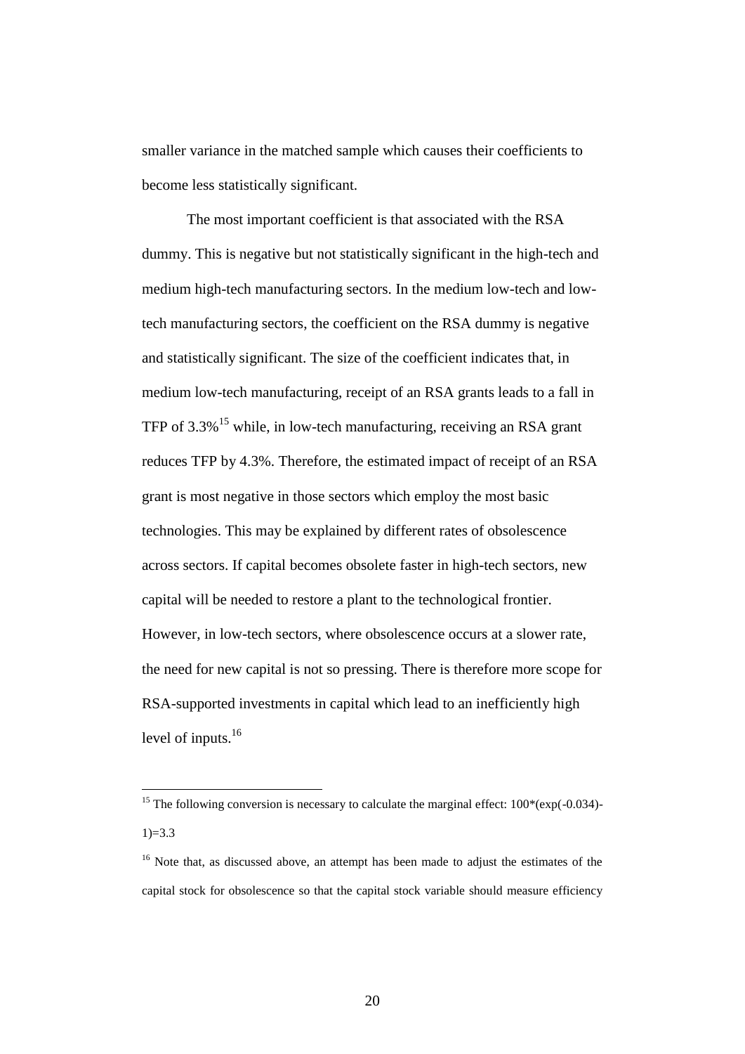smaller variance in the matched sample which causes their coefficients to become less statistically significant.

The most important coefficient is that associated with the RSA dummy. This is negative but not statistically significant in the high-tech and medium high-tech manufacturing sectors. In the medium low-tech and low-tech manufacturing sectors, the coefficient on the RSA dummy is negative and statistically significant. The size of the coefficient indicates that, in medium low-tech manufacturing, receipt of an RSA grants leads to a fall in TFP of 3.3%[15] while, in low-tech manufacturing, receiving an RSA grant reduces TFP by 4.3%. Therefore, the estimated impact of receipt of an RSA grant is most negative in those sectors which employ the most basic technologies. This may be explained by different rates of obsolescence across sectors. If capital becomes obsolete faster in high-tech sectors, new capital will be needed to restore a plant to the technological frontier. However, in low-tech sectors, where obsolescence occurs at a slower rate, the need for new capital is not so pressing. There is therefore more scope for RSA-supported investments in capital which lead to an inefficiently high level of inputs.[16]

---

[15] The following conversion is necessary to calculate the marginal effect: $100*(\exp(-0.034)-1)=3.3$

[16] Note that, as discussed above, an attempt has been made to adjust the estimates of the capital stock for obsolescence so that the capital stock variable should measure efficiency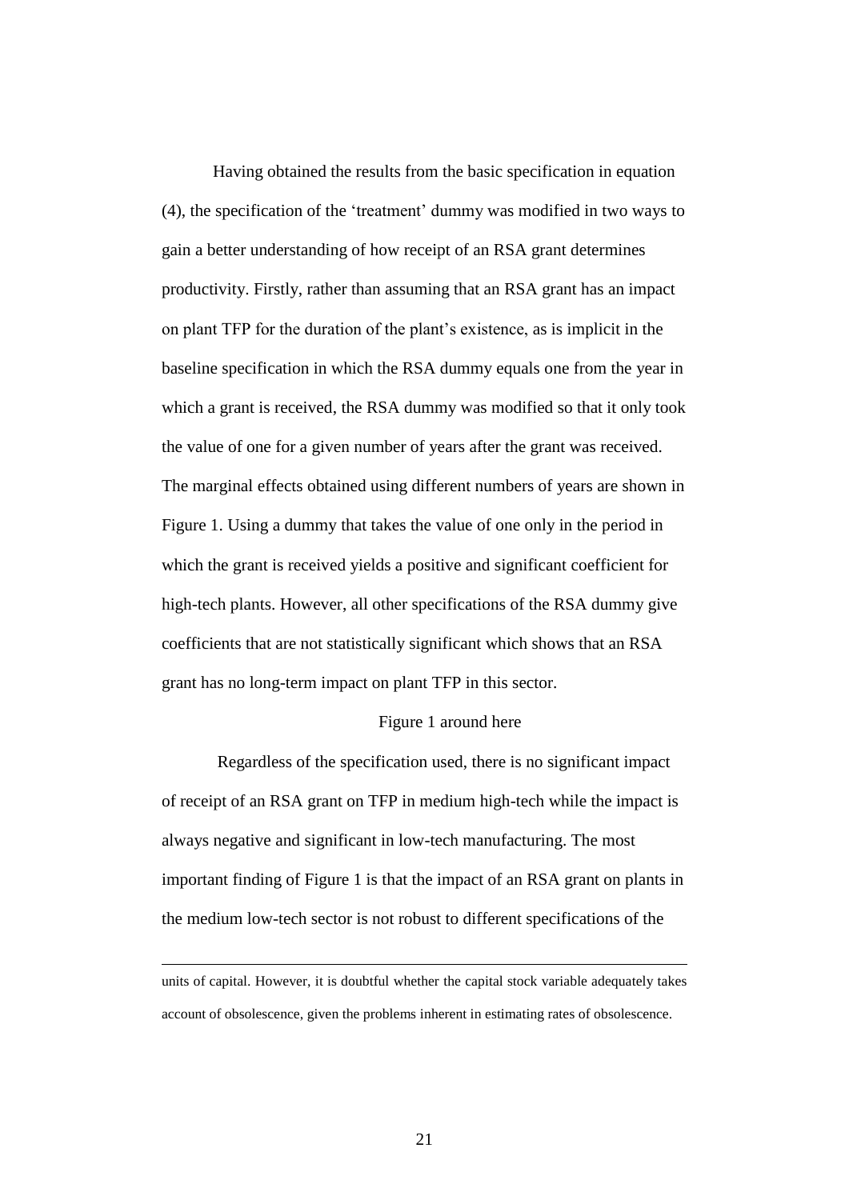Having obtained the results from the basic specification in equation (4), the specification of the 'treatment' dummy was modified in two ways to gain a better understanding of how receipt of an RSA grant determines productivity. Firstly, rather than assuming that an RSA grant has an impact on plant TFP for the duration of the plant's existence, as is implicit in the baseline specification in which the RSA dummy equals one from the year in which a grant is received, the RSA dummy was modified so that it only took the value of one for a given number of years after the grant was received. The marginal effects obtained using different numbers of years are shown in Figure 1. Using a dummy that takes the value of one only in the period in which the grant is received yields a positive and significant coefficient for high-tech plants. However, all other specifications of the RSA dummy give coefficients that are not statistically significant which shows that an RSA grant has no long-term impact on plant TFP in this sector.

Figure 1 around here

Regardless of the specification used, there is no significant impact of receipt of an RSA grant on TFP in medium high-tech while the impact is always negative and significant in low-tech manufacturing. The most important finding of Figure 1 is that the impact of an RSA grant on plants in the medium low-tech sector is not robust to different specifications of the

---

units of capital. However, it is doubtful whether the capital stock variable adequately takes account of obsolescence, given the problems inherent in estimating rates of obsolescence.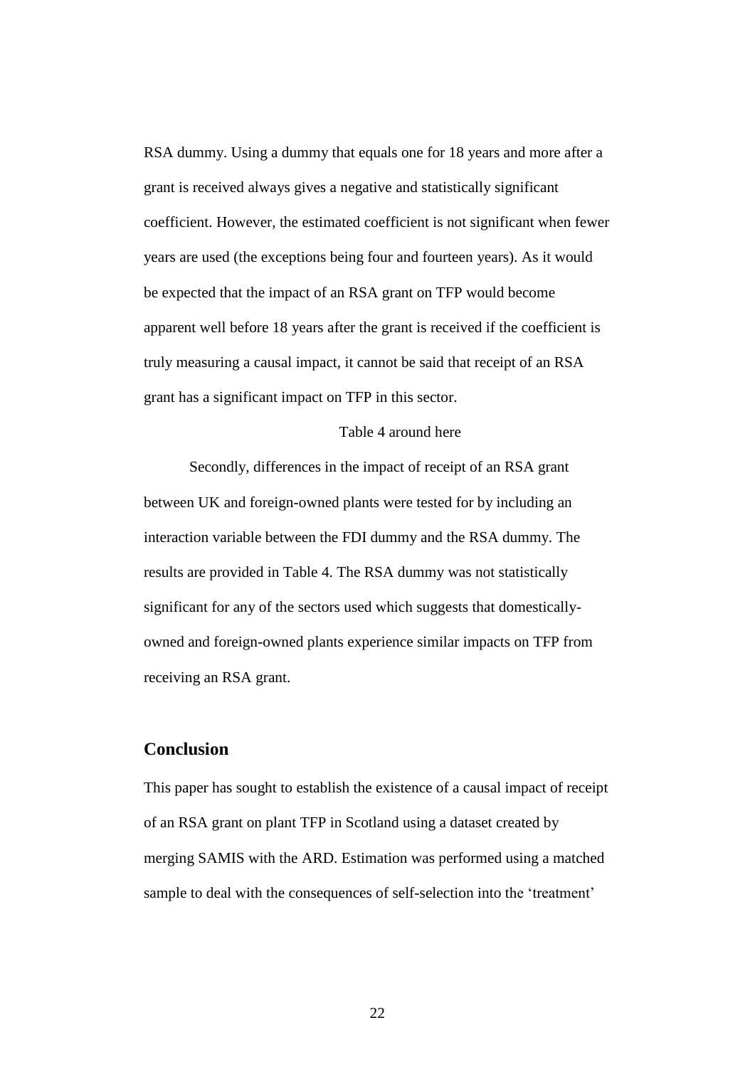RSA dummy. Using a dummy that equals one for 18 years and more after a grant is received always gives a negative and statistically significant coefficient. However, the estimated coefficient is not significant when fewer years are used (the exceptions being four and fourteen years). As it would be expected that the impact of an RSA grant on TFP would become apparent well before 18 years after the grant is received if the coefficient is truly measuring a causal impact, it cannot be said that receipt of an RSA grant has a significant impact on TFP in this sector.

Table 4 around here

Secondly, differences in the impact of receipt of an RSA grant between UK and foreign-owned plants were tested for by including an interaction variable between the FDI dummy and the RSA dummy. The results are provided in Table 4. The RSA dummy was not statistically significant for any of the sectors used which suggests that domestically-owned and foreign-owned plants experience similar impacts on TFP from receiving an RSA grant.

## Conclusion

This paper has sought to establish the existence of a causal impact of receipt of an RSA grant on plant TFP in Scotland using a dataset created by merging SAMIS with the ARD. Estimation was performed using a matched sample to deal with the consequences of self-selection into the 'treatment'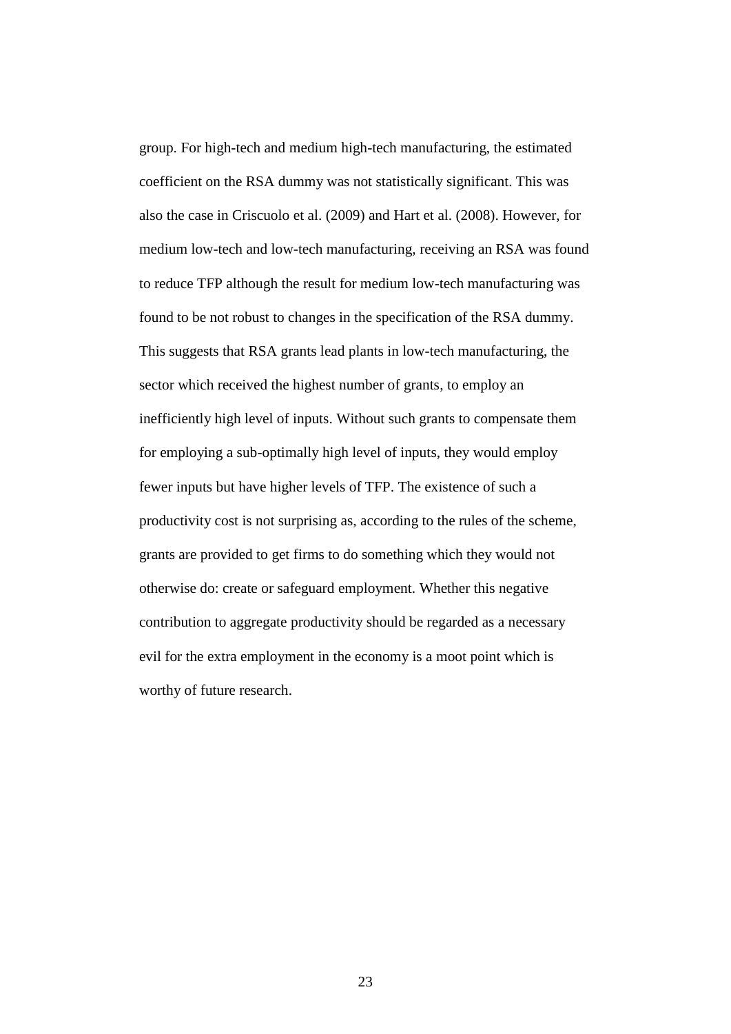group. For high-tech and medium high-tech manufacturing, the estimated coefficient on the RSA dummy was not statistically significant. This was also the case in Criscuolo et al. (2009) and Hart et al. (2008). However, for medium low-tech and low-tech manufacturing, receiving an RSA was found to reduce TFP although the result for medium low-tech manufacturing was found to be not robust to changes in the specification of the RSA dummy. This suggests that RSA grants lead plants in low-tech manufacturing, the sector which received the highest number of grants, to employ an inefficiently high level of inputs. Without such grants to compensate them for employing a sub-optimally high level of inputs, they would employ fewer inputs but have higher levels of TFP. The existence of such a productivity cost is not surprising as, according to the rules of the scheme, grants are provided to get firms to do something which they would not otherwise do: create or safeguard employment. Whether this negative contribution to aggregate productivity should be regarded as a necessary evil for the extra employment in the economy is a moot point which is worthy of future research.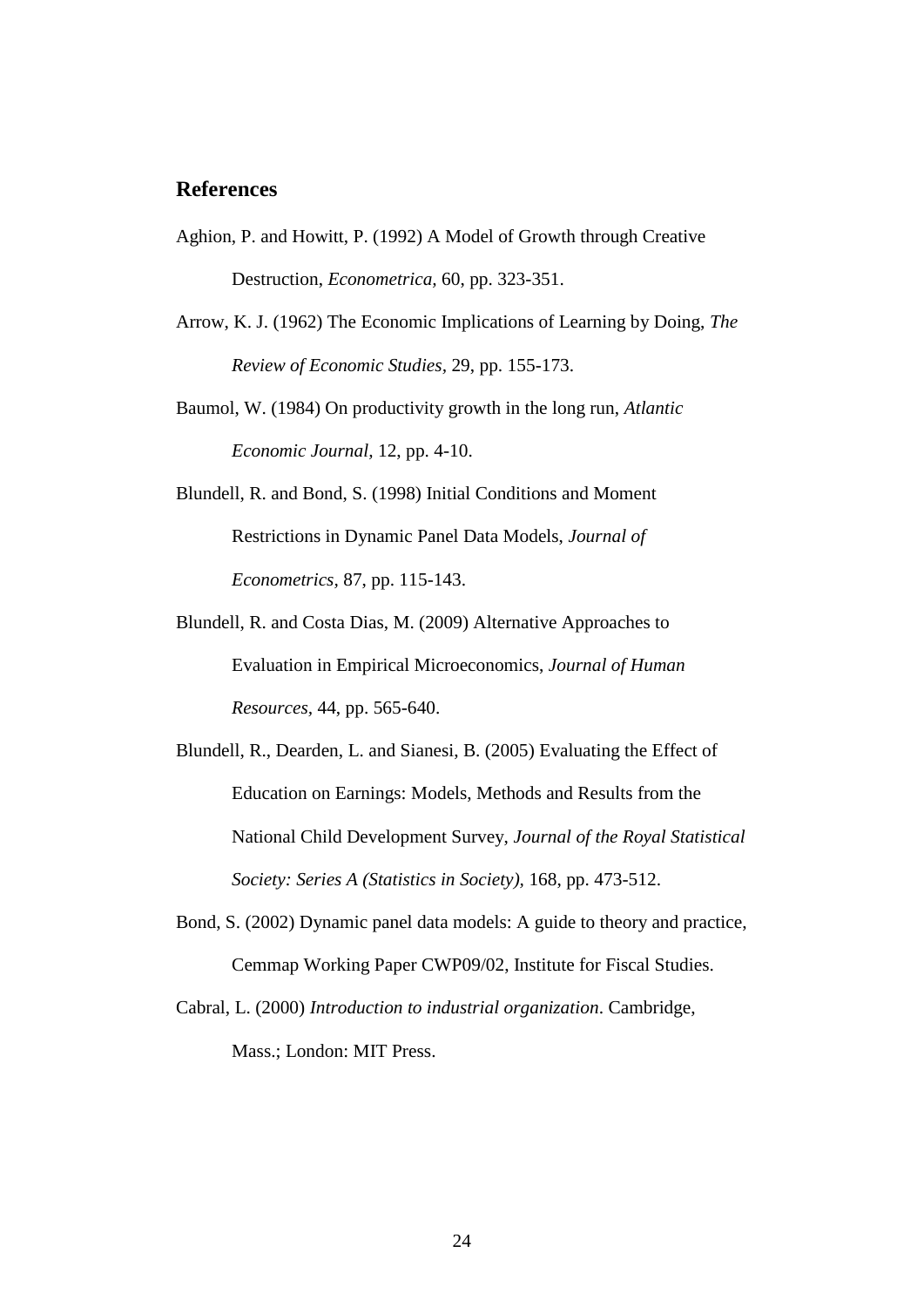## References

Aghion, P. and Howitt, P. (1992) A Model of Growth through Creative Destruction, *Econometrica*, 60, pp. 323-351.

Arrow, K. J. (1962) The Economic Implications of Learning by Doing, *The Review of Economic Studies*, 29, pp. 155-173.

Baumol, W. (1984) On productivity growth in the long run, *Atlantic Economic Journal*, 12, pp. 4-10.

Blundell, R. and Bond, S. (1998) Initial Conditions and Moment Restrictions in Dynamic Panel Data Models, *Journal of Econometrics*, 87, pp. 115-143.

Blundell, R. and Costa Dias, M. (2009) Alternative Approaches to Evaluation in Empirical Microeconomics, *Journal of Human Resources*, 44, pp. 565-640.

Blundell, R., Dearden, L. and Sianesi, B. (2005) Evaluating the Effect of Education on Earnings: Models, Methods and Results from the National Child Development Survey, *Journal of the Royal Statistical Society: Series A (Statistics in Society)*, 168, pp. 473-512.

Bond, S. (2002) Dynamic panel data models: A guide to theory and practice, Cemmap Working Paper CWP09/02, Institute for Fiscal Studies.

Cabral, L. (2000) *Introduction to industrial organization*. Cambridge, Mass.; London: MIT Press.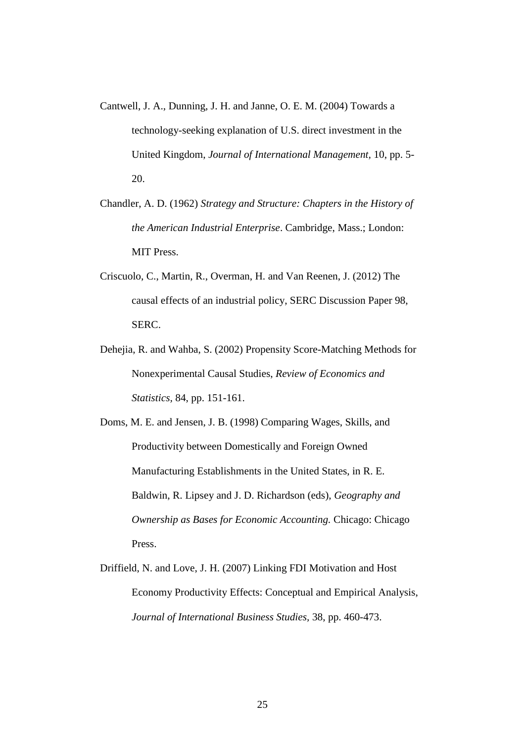Cantwell, J. A., Dunning, J. H. and Janne, O. E. M. (2004) Towards a technology-seeking explanation of U.S. direct investment in the United Kingdom, *Journal of International Management,* 10, pp. 5-20.

Chandler, A. D. (1962) *Strategy and Structure: Chapters in the History of the American Industrial Enterprise*. Cambridge, Mass.; London: MIT Press.

Criscuolo, C., Martin, R., Overman, H. and Van Reenen, J. (2012) The causal effects of an industrial policy, SERC Discussion Paper 98, SERC.

Dehejia, R. and Wahba, S. (2002) Propensity Score-Matching Methods for Nonexperimental Causal Studies, *Review of Economics and Statistics,* 84, pp. 151-161.

Doms, M. E. and Jensen, J. B. (1998) Comparing Wages, Skills, and Productivity between Domestically and Foreign Owned Manufacturing Establishments in the United States, in R. E. Baldwin, R. Lipsey and J. D. Richardson (eds), *Geography and Ownership as Bases for Economic Accounting.* Chicago: Chicago Press.

Driffield, N. and Love, J. H. (2007) Linking FDI Motivation and Host Economy Productivity Effects: Conceptual and Empirical Analysis, *Journal of International Business Studies,* 38, pp. 460-473.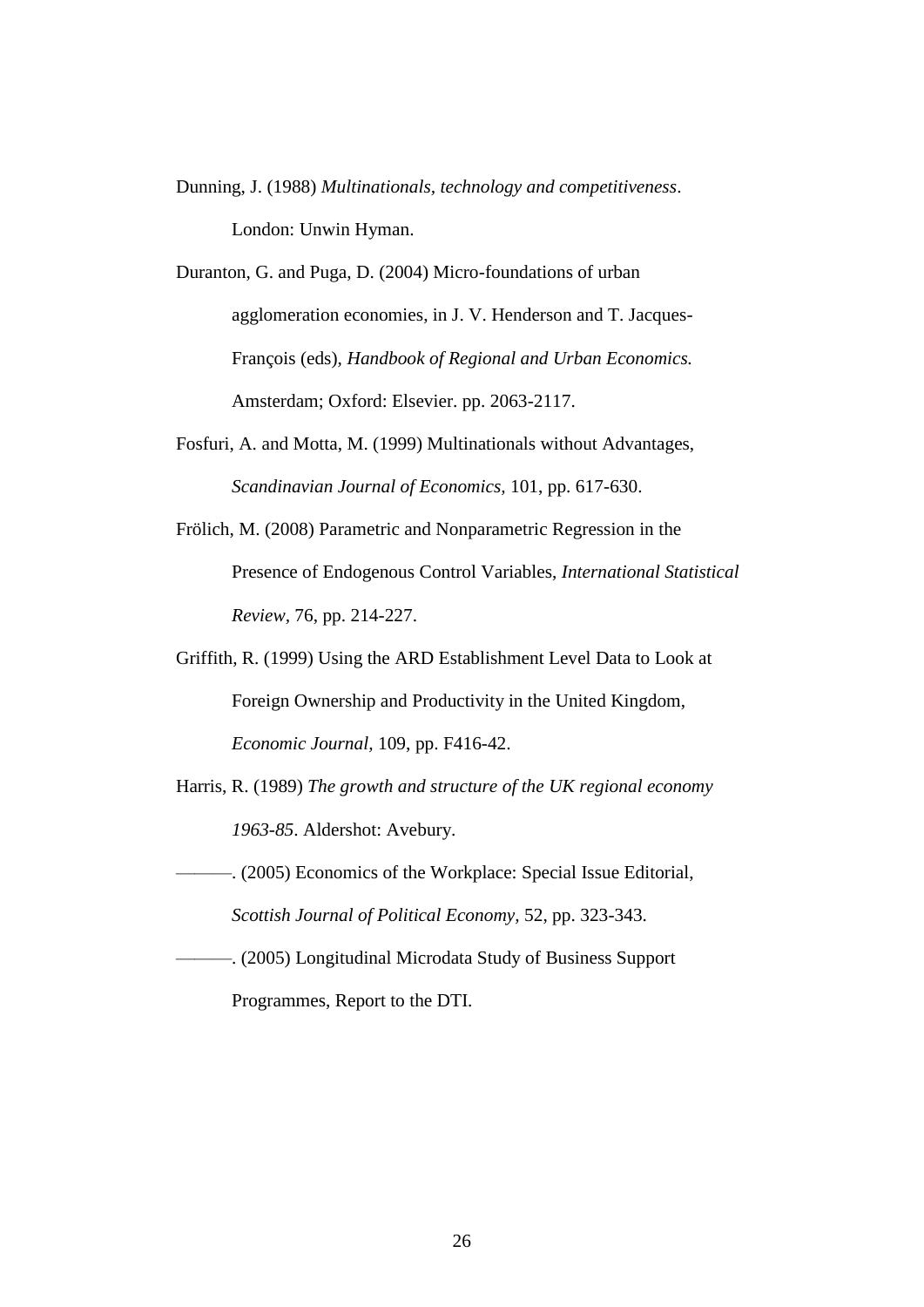Dunning, J. (1988) *Multinationals, technology and competitiveness*. London: Unwin Hyman.

Duranton, G. and Puga, D. (2004) Micro-foundations of urban agglomeration economies, in J. V. Henderson and T. Jacques-François (eds), *Handbook of Regional and Urban Economics.* Amsterdam; Oxford: Elsevier. pp. 2063-2117.

Fosfuri, A. and Motta, M. (1999) Multinationals without Advantages, *Scandinavian Journal of Economics,* 101, pp. 617-630.

Frölich, M. (2008) Parametric and Nonparametric Regression in the Presence of Endogenous Control Variables, *International Statistical Review*, 76, pp. 214-227.

Griffith, R. (1999) Using the ARD Establishment Level Data to Look at Foreign Ownership and Productivity in the United Kingdom, *Economic Journal,* 109, pp. F416-42.

Harris, R. (1989) *The growth and structure of the UK regional economy 1963-85*. Aldershot: Avebury.

———. (2005) Economics of the Workplace: Special Issue Editorial, *Scottish Journal of Political Economy,* 52, pp. 323-343.

———. (2005) Longitudinal Microdata Study of Business Support Programmes, Report to the DTI.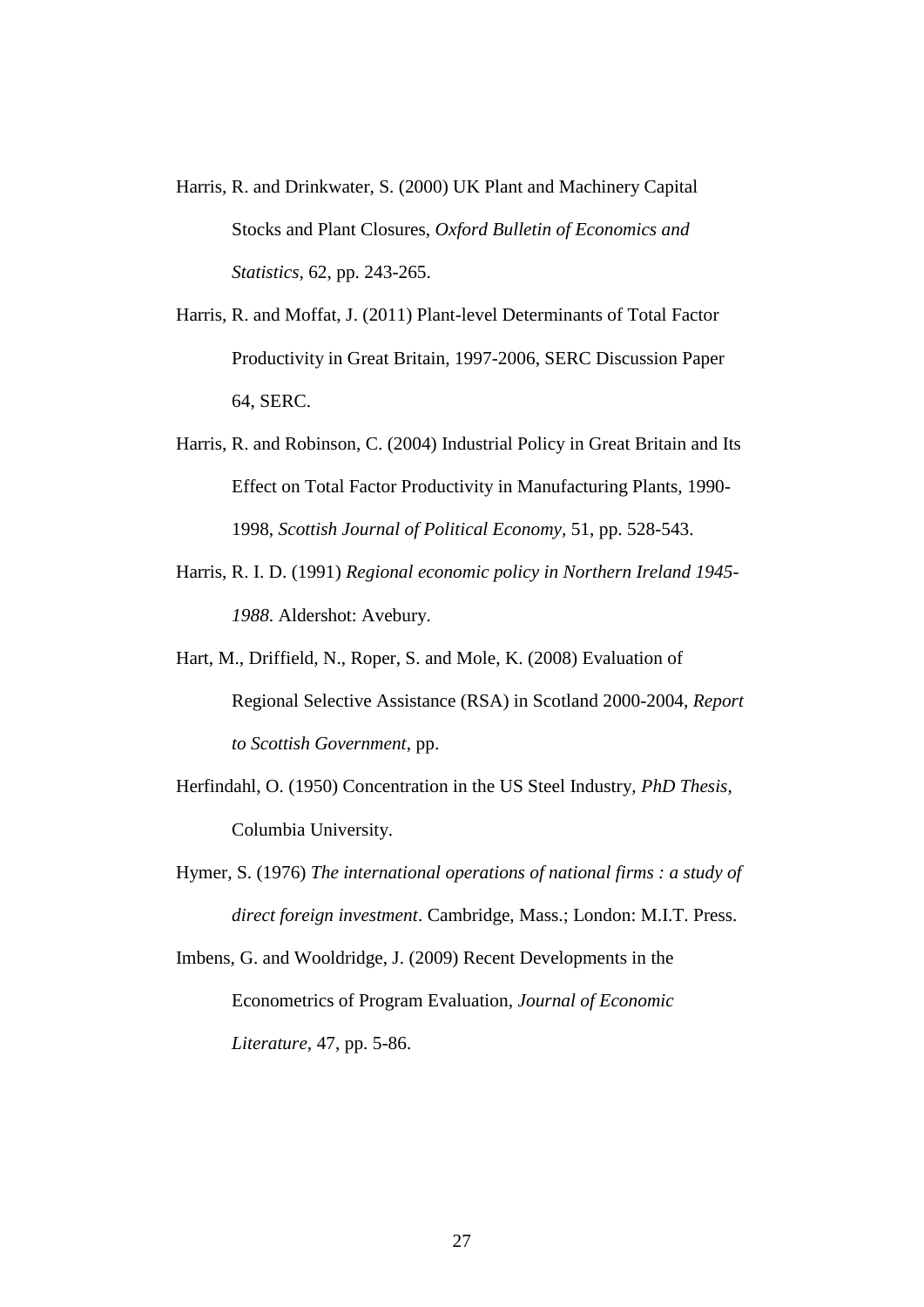Harris, R. and Drinkwater, S. (2000) UK Plant and Machinery Capital Stocks and Plant Closures, *Oxford Bulletin of Economics and Statistics*, 62, pp. 243-265.

Harris, R. and Moffat, J. (2011) Plant-level Determinants of Total Factor Productivity in Great Britain, 1997-2006, SERC Discussion Paper 64, SERC.

Harris, R. and Robinson, C. (2004) Industrial Policy in Great Britain and Its Effect on Total Factor Productivity in Manufacturing Plants, 1990-1998, *Scottish Journal of Political Economy*, 51, pp. 528-543.

Harris, R. I. D. (1991) *Regional economic policy in Northern Ireland 1945-1988*. Aldershot: Avebury.

Hart, M., Driffield, N., Roper, S. and Mole, K. (2008) Evaluation of Regional Selective Assistance (RSA) in Scotland 2000-2004, *Report to Scottish Government*, pp.

Herfindahl, O. (1950) Concentration in the US Steel Industry, *PhD Thesis*, Columbia University.

Hymer, S. (1976) *The international operations of national firms : a study of direct foreign investment*. Cambridge, Mass.; London: M.I.T. Press.

Imbens, G. and Wooldridge, J. (2009) Recent Developments in the Econometrics of Program Evaluation, *Journal of Economic Literature*, 47, pp. 5-86.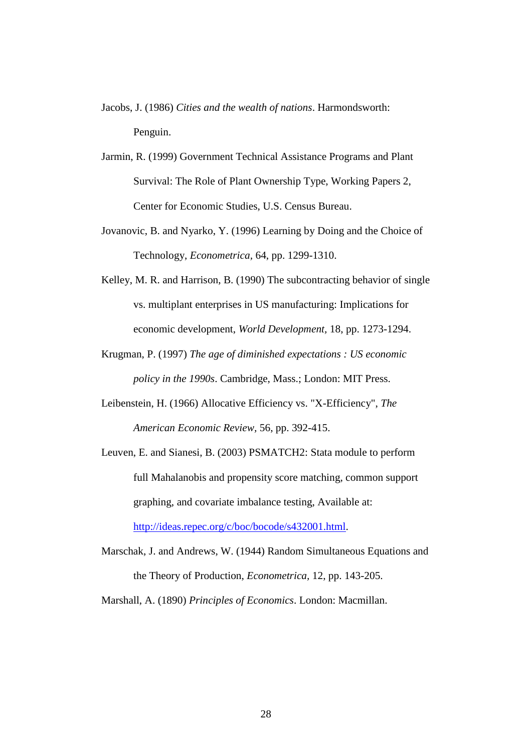Jacobs, J. (1986) *Cities and the wealth of nations*. Harmondsworth: Penguin.

Jarmin, R. (1999) Government Technical Assistance Programs and Plant Survival: The Role of Plant Ownership Type, Working Papers 2, Center for Economic Studies, U.S. Census Bureau.

Jovanovic, B. and Nyarko, Y. (1996) Learning by Doing and the Choice of Technology, *Econometrica,* 64, pp. 1299-1310.

Kelley, M. R. and Harrison, B. (1990) The subcontracting behavior of single vs. multiplant enterprises in US manufacturing: Implications for economic development, *World Development,* 18, pp. 1273-1294.

Krugman, P. (1997) *The age of diminished expectations : US economic policy in the 1990s*. Cambridge, Mass.; London: MIT Press.

Leibenstein, H. (1966) Allocative Efficiency vs. "X-Efficiency", *The American Economic Review,* 56, pp. 392-415.

Leuven, E. and Sianesi, B. (2003) PSMATCH2: Stata module to perform full Mahalanobis and propensity score matching, common support graphing, and covariate imbalance testing, Available at: http://ideas.repec.org/c/boc/bocode/s432001.html.

Marschak, J. and Andrews, W. (1944) Random Simultaneous Equations and the Theory of Production, *Econometrica,* 12, pp. 143-205.

Marshall, A. (1890) *Principles of Economics*. London: Macmillan.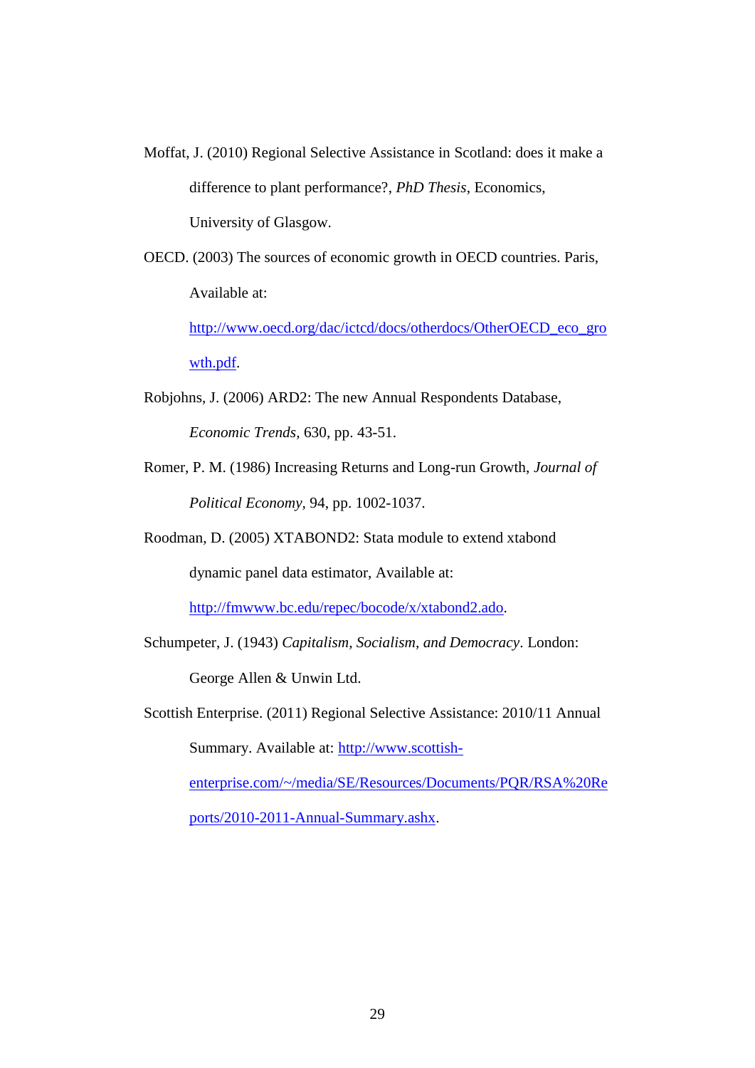Moffat, J. (2010) Regional Selective Assistance in Scotland: does it make a difference to plant performance?, *PhD Thesis*, Economics, University of Glasgow.

OECD. (2003) The sources of economic growth in OECD countries. Paris, Available at: http://www.oecd.org/dac/ictcd/docs/otherdocs/OtherOECD_eco_growth.pdf.

Robjohns, J. (2006) ARD2: The new Annual Respondents Database, *Economic Trends*, 630, pp. 43-51.

Romer, P. M. (1986) Increasing Returns and Long-run Growth, *Journal of Political Economy*, 94, pp. 1002-1037.

Roodman, D. (2005) XTABOND2: Stata module to extend xtabond dynamic panel data estimator, Available at: http://fmwww.bc.edu/repec/bocode/x/xtabond2.ado.

Schumpeter, J. (1943) *Capitalism, Socialism, and Democracy*. London: George Allen & Unwin Ltd.

Scottish Enterprise. (2011) Regional Selective Assistance: 2010/11 Annual Summary. Available at: http://www.scottish-enterprise.com/~/media/SE/Resources/Documents/PQR/RSA%20Reports/2010-2011-Annual-Summary.ashx.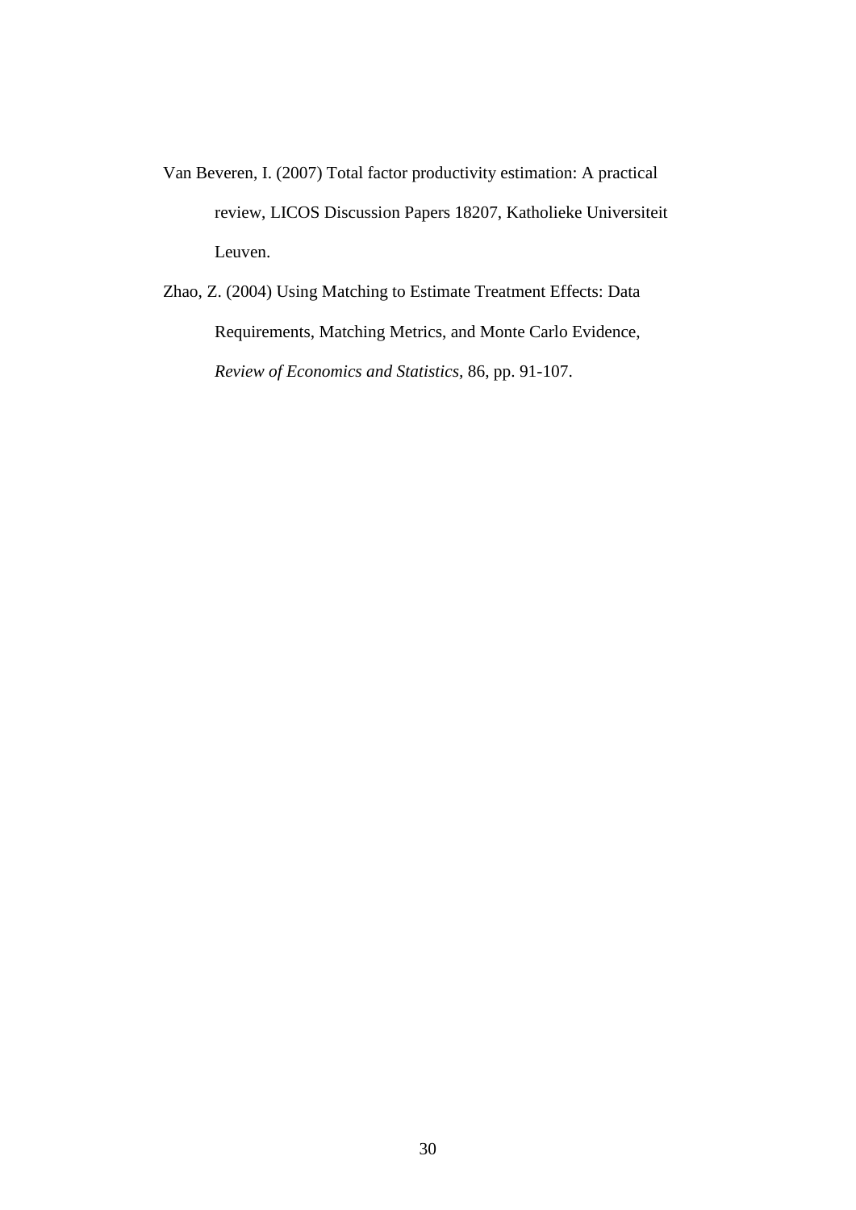Van Beveren, I. (2007) Total factor productivity estimation: A practical review, LICOS Discussion Papers 18207, Katholieke Universiteit Leuven.

Zhao, Z. (2004) Using Matching to Estimate Treatment Effects: Data Requirements, Matching Metrics, and Monte Carlo Evidence, *Review of Economics and Statistics*, 86, pp. 91-107.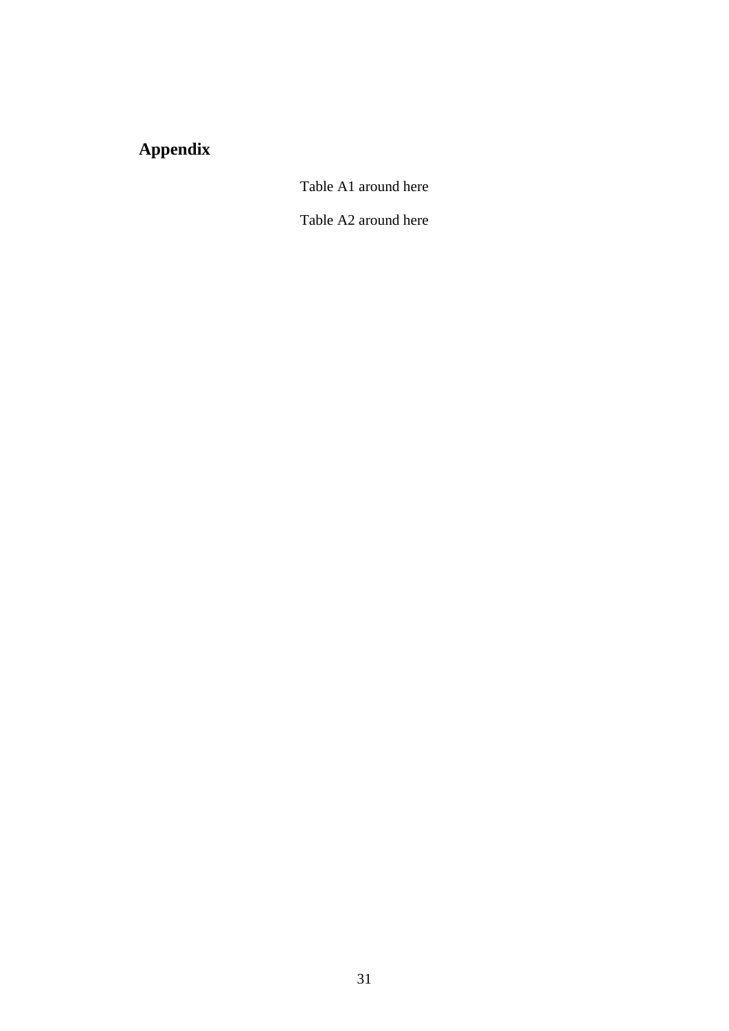## Appendix

Table A1 around here

Table A2 around here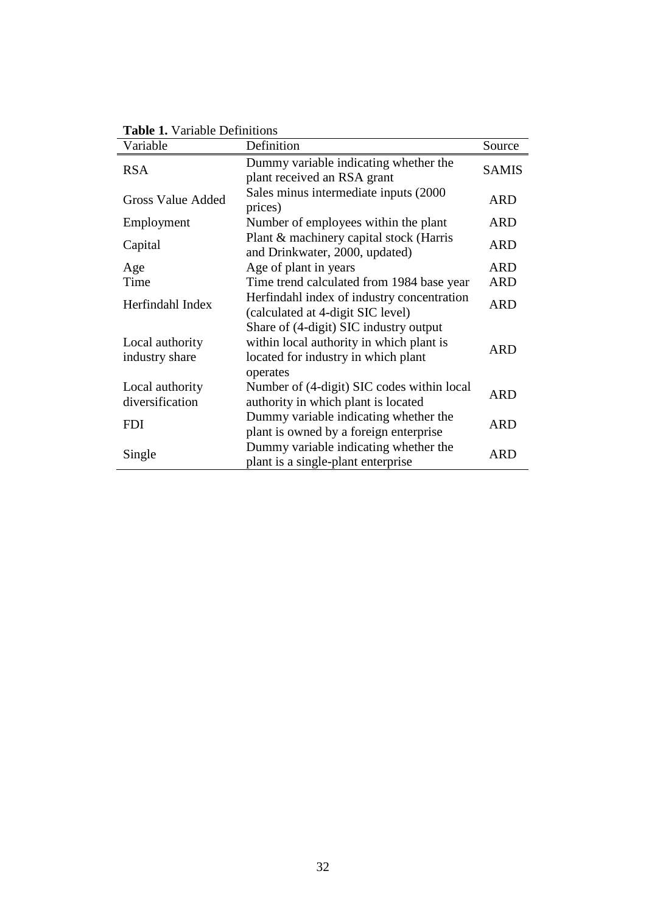**Table 1.** Variable Definitions

| Variable | Definition | Source |
|---|---|---|
| RSA | Dummy variable indicating whether the plant received an RSA grant | SAMIS |
| Gross Value Added | Sales minus intermediate inputs (2000 prices) | ARD |
| Employment | Number of employees within the plant | ARD |
| Capital | Plant & machinery capital stock (Harris and Drinkwater, 2000, updated) | ARD |
| Age | Age of plant in years | ARD |
| Time | Time trend calculated from 1984 base year | ARD |
| Herfindahl Index | Herfindahl index of industry concentration (calculated at 4-digit SIC level) | ARD |
| Local authority industry share | Share of (4-digit) SIC industry output within local authority in which plant is located for industry in which plant operates | ARD |
| Local authority diversification | Number of (4-digit) SIC codes within local authority in which plant is located | ARD |
| FDI | Dummy variable indicating whether the plant is owned by a foreign enterprise | ARD |
| Single | Dummy variable indicating whether the plant is a single-plant enterprise | ARD |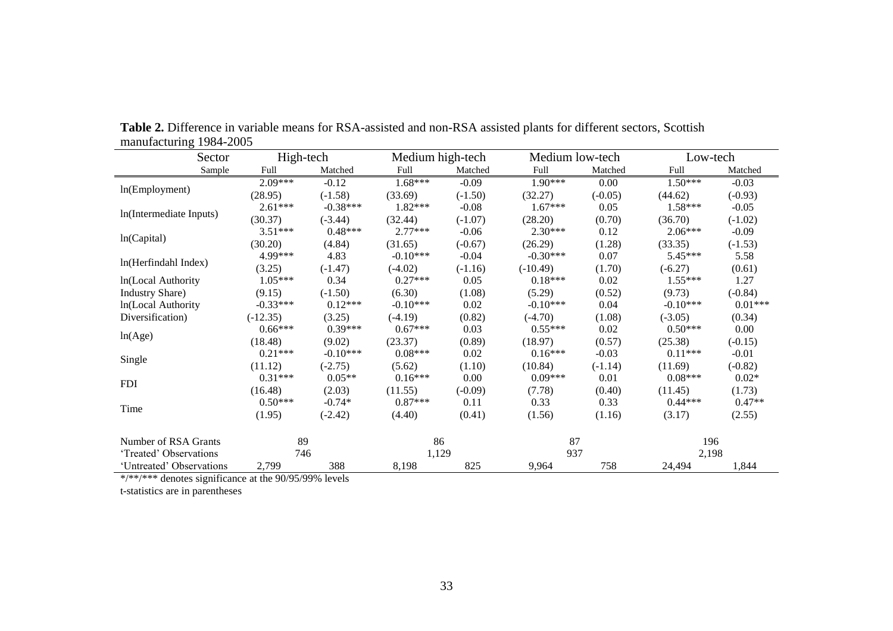**Table 2.** Difference in variable means for RSA-assisted and non-RSA assisted plants for different sectors, Scottish manufacturing 1984-2005

| Sector | High-tech | | Medium high-tech | | Medium low-tech | | Low-tech | |
|---|---|---|---|---|---|---|---|---|
| Sample | Full | Matched | Full | Matched | Full | Matched | Full | Matched |
| ln(Employment) | 2.09*** | -0.12 | 1.68*** | -0.09 | 1.90*** | 0.00 | 1.50*** | -0.03 |
| | (28.95) | (-1.58) | (33.69) | (-1.50) | (32.27) | (-0.05) | (44.62) | (-0.93) |
| ln(Intermediate Inputs) | 2.61*** | -0.38*** | 1.82*** | -0.08 | 1.67*** | 0.05 | 1.58*** | -0.05 |
| | (30.37) | (-3.44) | (32.44) | (-1.07) | (28.20) | (0.70) | (36.70) | (-1.02) |
| ln(Capital) | 3.51*** | 0.48*** | 2.77*** | -0.06 | 2.30*** | 0.12 | 2.06*** | -0.09 |
| | (30.20) | (4.84) | (31.65) | (-0.67) | (26.29) | (1.28) | (33.35) | (-1.53) |
| ln(Herfindahl Index) | 4.99*** | 4.83 | -0.10*** | -0.04 | -0.30*** | 0.07 | 5.45*** | 5.58 |
| | (3.25) | (-1.47) | (-4.02) | (-1.16) | (-10.49) | (1.70) | (-6.27) | (0.61) |
| ln(Local Authority Industry Share) | 1.05*** | 0.34 | 0.27*** | 0.05 | 0.18*** | 0.02 | 1.55*** | 1.27 |
| | (9.15) | (-1.50) | (6.30) | (1.08) | (5.29) | (0.52) | (9.73) | (-0.84) |
| ln(Local Authority Diversification) | -0.33*** | 0.12*** | -0.10*** | 0.02 | -0.10*** | 0.04 | -0.10*** | 0.01*** |
| | (-12.35) | (3.25) | (-4.19) | (0.82) | (-4.70) | (1.08) | (-3.05) | (0.34) |
| ln(Age) | 0.66*** | 0.39*** | 0.67*** | 0.03 | 0.55*** | 0.02 | 0.50*** | 0.00 |
| | (18.48) | (9.02) | (23.37) | (0.89) | (18.97) | (0.57) | (25.38) | (-0.15) |
| Single | 0.21*** | -0.10*** | 0.08*** | 0.02 | 0.16*** | -0.03 | 0.11*** | -0.01 |
| | (11.12) | (-2.75) | (5.62) | (1.10) | (10.84) | (-1.14) | (11.69) | (-0.82) |
| FDI | 0.31*** | 0.05** | 0.16*** | 0.00 | 0.09*** | 0.01 | 0.08*** | 0.02* |
| | (16.48) | (2.03) | (11.55) | (-0.09) | (7.78) | (0.40) | (11.45) | (1.73) |
| Time | 0.50*** | -0.74* | 0.87*** | 0.11 | 0.33 | 0.33 | 0.44*** | 0.47** |
| | (1.95) | (-2.42) | (4.40) | (0.41) | (1.56) | (1.16) | (3.17) | (2.55) |
| Number of RSA Grants | 89 | | 86 | | 87 | | 196 | |
| 'Treated' Observations | 746 | | 1,129 | | 937 | | 2,198 | |
| 'Untreated' Observations | 2,799 | 388 | 8,198 | 825 | 9,964 | 758 | 24,494 | 1,844 |

*/**/*** denotes significance at the 90/95/99% levels

t-statistics are in parentheses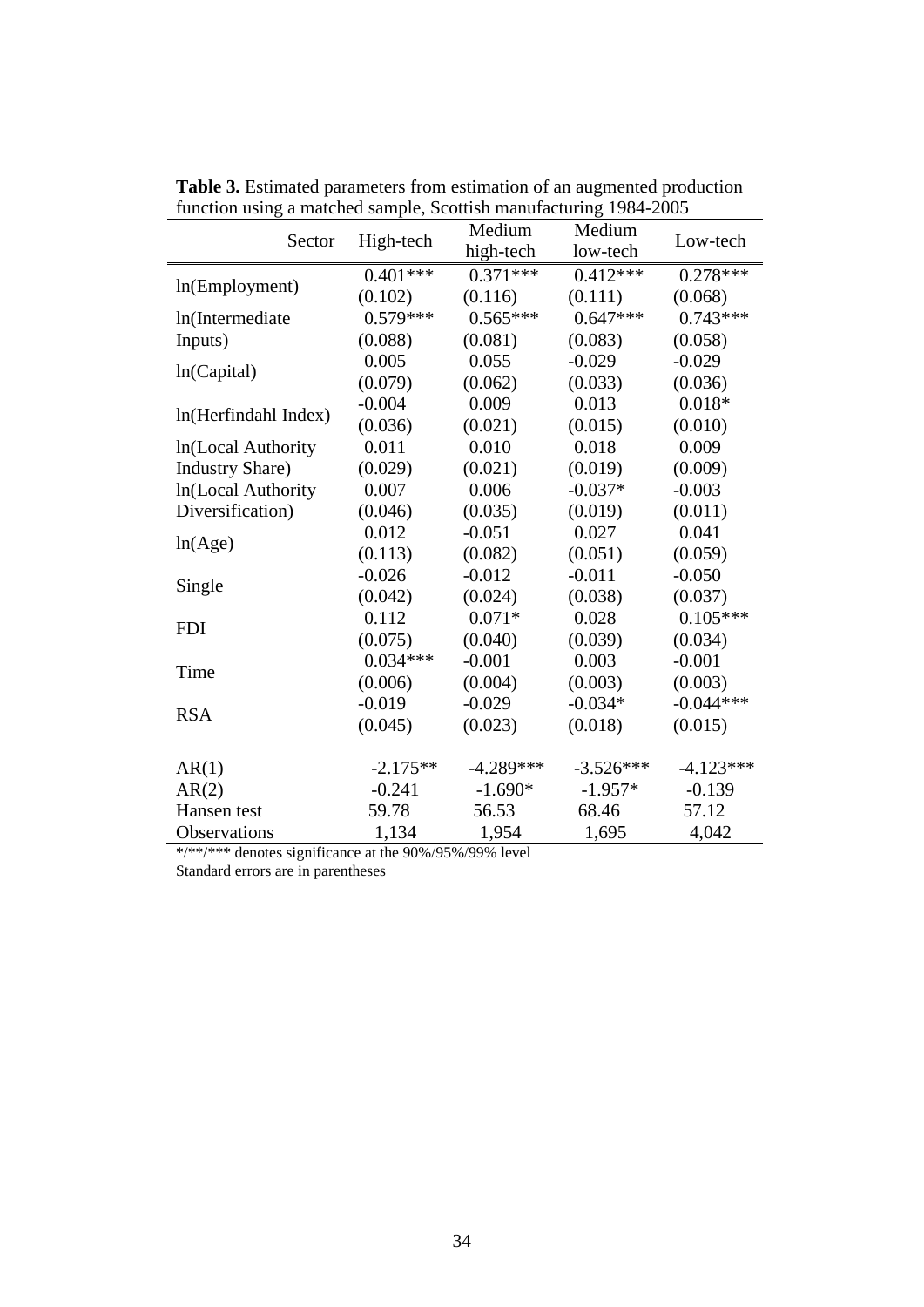**Table 3.** Estimated parameters from estimation of an augmented production function using a matched sample, Scottish manufacturing 1984-2005

| Sector | High-tech | Medium high-tech | Medium low-tech | Low-tech |
|---|---|---|---|---|
| ln(Employment) | 0.401*** | 0.371*** | 0.412*** | 0.278*** |
| | (0.102) | (0.116) | (0.111) | (0.068) |
| ln(Intermediate Inputs) | 0.579*** | 0.565*** | 0.647*** | 0.743*** |
| | (0.088) | (0.081) | (0.083) | (0.058) |
| ln(Capital) | 0.005 | 0.055 | -0.029 | -0.029 |
| | (0.079) | (0.062) | (0.033) | (0.036) |
| ln(Herfindahl Index) | -0.004 | 0.009 | 0.013 | 0.018* |
| | (0.036) | (0.021) | (0.015) | (0.010) |
| ln(Local Authority Industry Share) | 0.011 | 0.010 | 0.018 | 0.009 |
| | (0.029) | (0.021) | (0.019) | (0.009) |
| ln(Local Authority Diversification) | 0.007 | 0.006 | -0.037* | -0.003 |
| | (0.046) | (0.035) | (0.019) | (0.011) |
| ln(Age) | 0.012 | -0.051 | 0.027 | 0.041 |
| | (0.113) | (0.082) | (0.051) | (0.059) |
| Single | -0.026 | -0.012 | -0.011 | -0.050 |
| | (0.042) | (0.024) | (0.038) | (0.037) |
| FDI | 0.112 | 0.071* | 0.028 | 0.105*** |
| | (0.075) | (0.040) | (0.039) | (0.034) |
| Time | 0.034*** | -0.001 | 0.003 | -0.001 |
| | (0.006) | (0.004) | (0.003) | (0.003) |
| RSA | -0.019 | -0.029 | -0.034* | -0.044*** |
| | (0.045) | (0.023) | (0.018) | (0.015) |
| AR(1) | -2.175** | -4.289*** | -3.526*** | -4.123*** |
| AR(2) | -0.241 | -1.690* | -1.957* | -0.139 |
| Hansen test | 59.78 | 56.53 | 68.46 | 57.12 |
| Observations | 1,134 | 1,954 | 1,695 | 4,042 |

*/**/*** denotes significance at the 90%/95%/99% level
Standard errors are in parentheses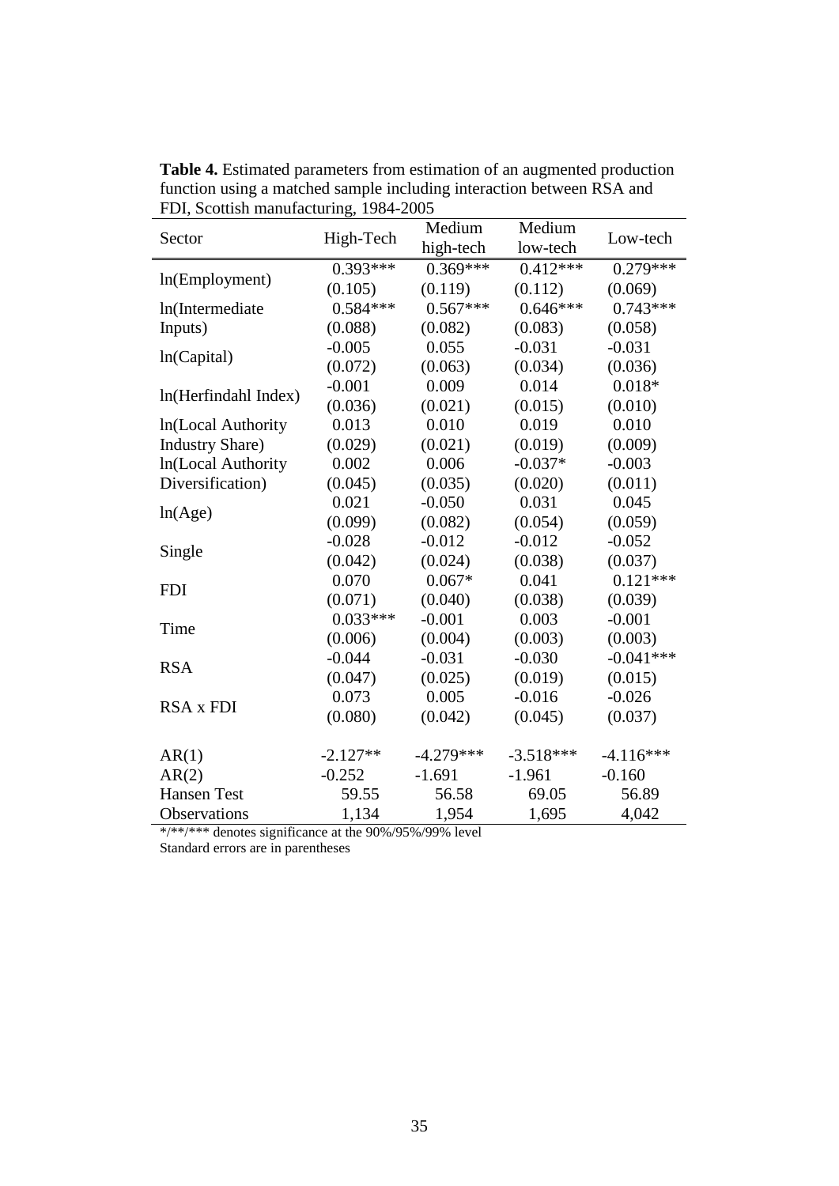**Table 4.** Estimated parameters from estimation of an augmented production function using a matched sample including interaction between RSA and FDI, Scottish manufacturing, 1984-2005

| Sector | High-Tech | Medium high-tech | Medium low-tech | Low-tech |
|---|---|---|---|---|
| ln(Employment) | 0.393*** | 0.369*** | 0.412*** | 0.279*** |
| | (0.105) | (0.119) | (0.112) | (0.069) |
| ln(Intermediate Inputs) | 0.584*** | 0.567*** | 0.646*** | 0.743*** |
| | (0.088) | (0.082) | (0.083) | (0.058) |
| ln(Capital) | -0.005 | 0.055 | -0.031 | -0.031 |
| | (0.072) | (0.063) | (0.034) | (0.036) |
| ln(Herfindahl Index) | -0.001 | 0.009 | 0.014 | 0.018* |
| | (0.036) | (0.021) | (0.015) | (0.010) |
| ln(Local Authority Industry Share) | 0.013 | 0.010 | 0.019 | 0.010 |
| | (0.029) | (0.021) | (0.019) | (0.009) |
| ln(Local Authority Diversification) | 0.002 | 0.006 | -0.037* | -0.003 |
| | (0.045) | (0.035) | (0.020) | (0.011) |
| ln(Age) | 0.021 | -0.050 | 0.031 | 0.045 |
| | (0.099) | (0.082) | (0.054) | (0.059) |
| Single | -0.028 | -0.012 | -0.012 | -0.052 |
| | (0.042) | (0.024) | (0.038) | (0.037) |
| FDI | 0.070 | 0.067* | 0.041 | 0.121*** |
| | (0.071) | (0.040) | (0.038) | (0.039) |
| Time | 0.033*** | -0.001 | 0.003 | -0.001 |
| | (0.006) | (0.004) | (0.003) | (0.003) |
| RSA | -0.044 | -0.031 | -0.030 | -0.041*** |
| | (0.047) | (0.025) | (0.019) | (0.015) |
| RSA x FDI | 0.073 | 0.005 | -0.016 | -0.026 |
| | (0.080) | (0.042) | (0.045) | (0.037) |
| AR(1) | -2.127** | -4.279*** | -3.518*** | -4.116*** |
| AR(2) | -0.252 | -1.691 | -1.961 | -0.160 |
| Hansen Test | 59.55 | 56.58 | 69.05 | 56.89 |
| Observations | 1,134 | 1,954 | 1,695 | 4,042 |

*/**/*** denotes significance at the 90%/95%/99% level
Standard errors are in parentheses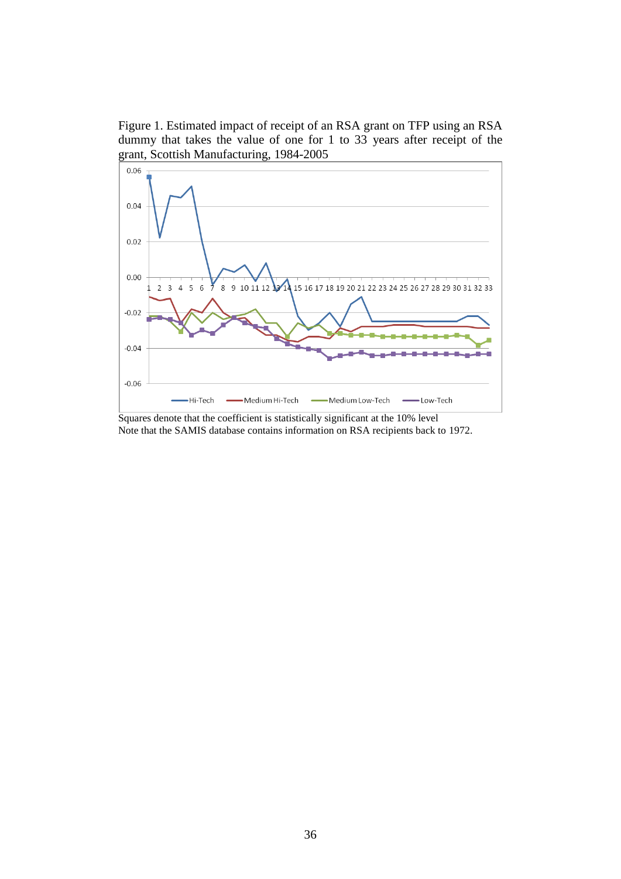Figure 1. Estimated impact of receipt of an RSA grant on TFP using an RSA dummy that takes the value of one for 1 to 33 years after receipt of the grant, Scottish Manufacturing, 1984-2005

Squares denote that the coefficient is statistically significant at the 10% level
Note that the SAMIS database contains information on RSA recipients back to 1972.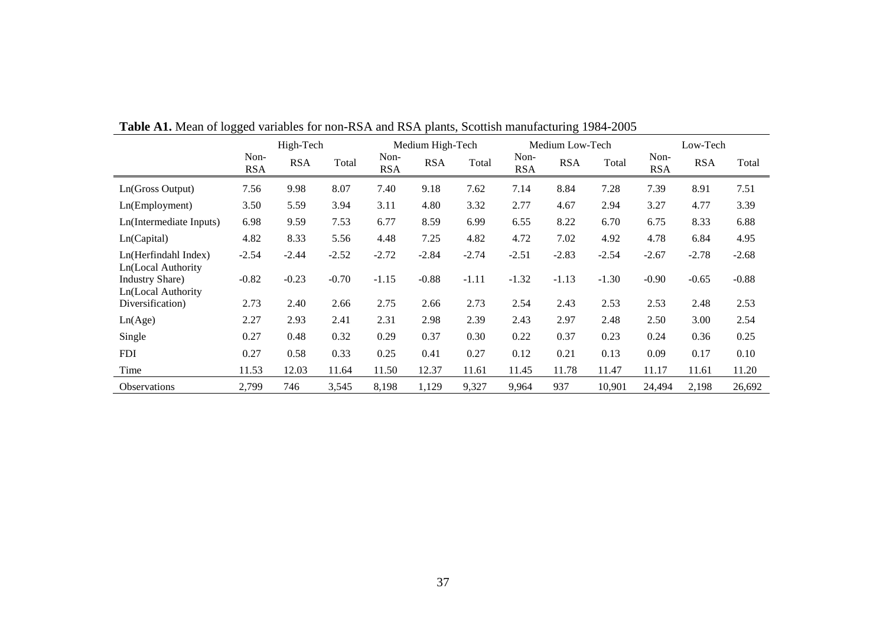**Table A1.** Mean of logged variables for non-RSA and RSA plants, Scottish manufacturing 1984-2005

| | High-Tech | | | Medium High-Tech | | | Medium Low-Tech | | | Low-Tech | | |
|---|---|---|---|---|---|---|---|---|---|---|---|---|
| | Non-RSA | RSA | Total | Non-RSA | RSA | Total | Non-RSA | RSA | Total | Non-RSA | RSA | Total |
| Ln(Gross Output) | 7.56 | 9.98 | 8.07 | 7.40 | 9.18 | 7.62 | 7.14 | 8.84 | 7.28 | 7.39 | 8.91 | 7.51 |
| Ln(Employment) | 3.50 | 5.59 | 3.94 | 3.11 | 4.80 | 3.32 | 2.77 | 4.67 | 2.94 | 3.27 | 4.77 | 3.39 |
| Ln(Intermediate Inputs) | 6.98 | 9.59 | 7.53 | 6.77 | 8.59 | 6.99 | 6.55 | 8.22 | 6.70 | 6.75 | 8.33 | 6.88 |
| Ln(Capital) | 4.82 | 8.33 | 5.56 | 4.48 | 7.25 | 4.82 | 4.72 | 7.02 | 4.92 | 4.78 | 6.84 | 4.95 |
| Ln(Herfindahl Index) | -2.54 | -2.44 | -2.52 | -2.72 | -2.84 | -2.74 | -2.51 | -2.83 | -2.54 | -2.67 | -2.78 | -2.68 |
| Ln(Local Authority Industry Share) | -0.82 | -0.23 | -0.70 | -1.15 | -0.88 | -1.11 | -1.32 | -1.13 | -1.30 | -0.90 | -0.65 | -0.88 |
| Ln(Local Authority Diversification) | 2.73 | 2.40 | 2.66 | 2.75 | 2.66 | 2.73 | 2.54 | 2.43 | 2.53 | 2.53 | 2.48 | 2.53 |
| Ln(Age) | 2.27 | 2.93 | 2.41 | 2.31 | 2.98 | 2.39 | 2.43 | 2.97 | 2.48 | 2.50 | 3.00 | 2.54 |
| Single | 0.27 | 0.48 | 0.32 | 0.29 | 0.37 | 0.30 | 0.22 | 0.37 | 0.23 | 0.24 | 0.36 | 0.25 |
| FDI | 0.27 | 0.58 | 0.33 | 0.25 | 0.41 | 0.27 | 0.12 | 0.21 | 0.13 | 0.09 | 0.17 | 0.10 |
| Time | 11.53 | 12.03 | 11.64 | 11.50 | 12.37 | 11.61 | 11.45 | 11.78 | 11.47 | 11.17 | 11.61 | 11.20 |
| Observations | 2,799 | 746 | 3,545 | 8,198 | 1,129 | 9,327 | 9,964 | 937 | 10,901 | 24,494 | 2,198 | 26,692 |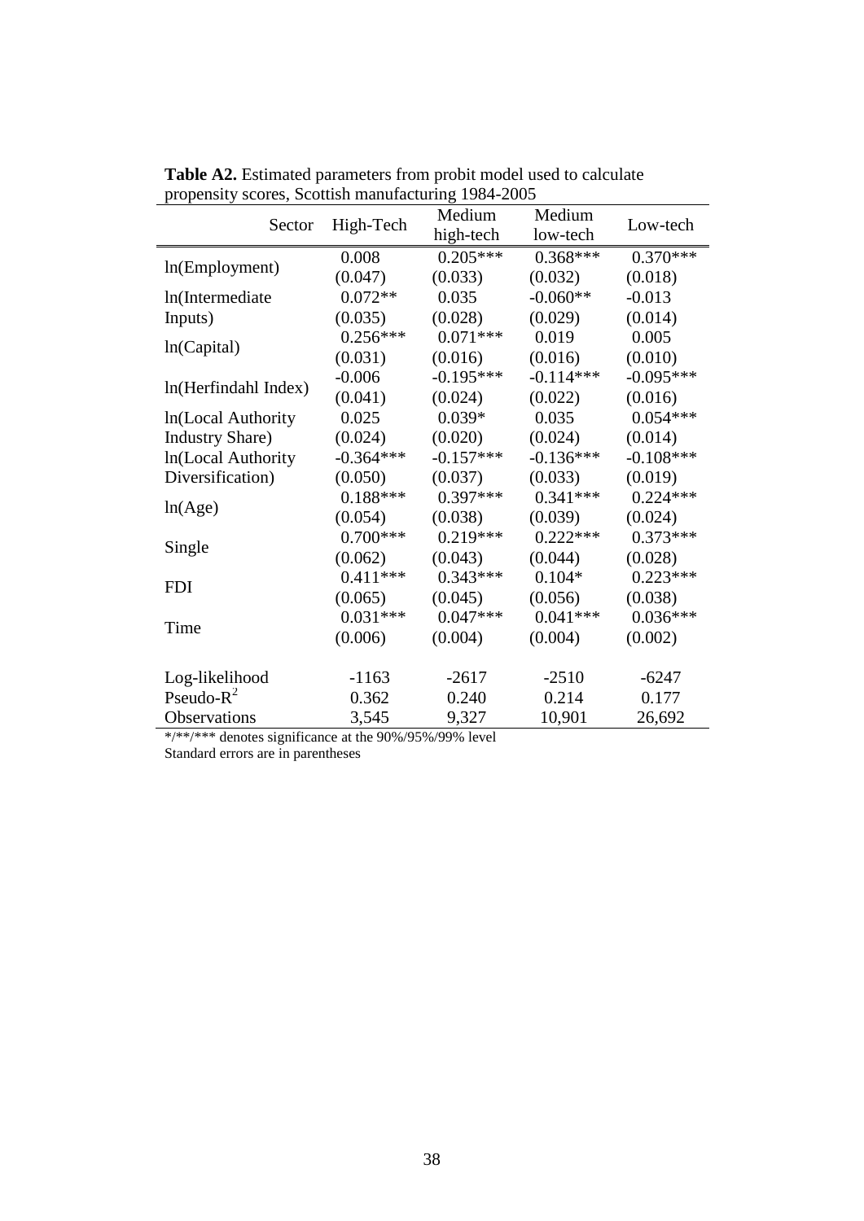**Table A2.** Estimated parameters from probit model used to calculate propensity scores, Scottish manufacturing 1984-2005

| Sector | High-Tech | Medium high-tech | Medium low-tech | Low-tech |
|---|---|---|---|---|
| ln(Employment) | 0.008 | 0.205*** | 0.368*** | 0.370*** |
| | (0.047) | (0.033) | (0.032) | (0.018) |
| ln(Intermediate Inputs) | 0.072** | 0.035 | -0.060** | -0.013 |
| | (0.035) | (0.028) | (0.029) | (0.014) |
| ln(Capital) | 0.256*** | 0.071*** | 0.019 | 0.005 |
| | (0.031) | (0.016) | (0.016) | (0.010) |
| ln(Herfindahl Index) | -0.006 | -0.195*** | -0.114*** | -0.095*** |
| | (0.041) | (0.024) | (0.022) | (0.016) |
| ln(Local Authority Industry Share) | 0.025 | 0.039* | 0.035 | 0.054*** |
| | (0.024) | (0.020) | (0.024) | (0.014) |
| ln(Local Authority Diversification) | -0.364*** | -0.157*** | -0.136*** | -0.108*** |
| | (0.050) | (0.037) | (0.033) | (0.019) |
| ln(Age) | 0.188*** | 0.397*** | 0.341*** | 0.224*** |
| | (0.054) | (0.038) | (0.039) | (0.024) |
| Single | 0.700*** | 0.219*** | 0.222*** | 0.373*** |
| | (0.062) | (0.043) | (0.044) | (0.028) |
| FDI | 0.411*** | 0.343*** | 0.104* | 0.223*** |
| | (0.065) | (0.045) | (0.056) | (0.038) |
| Time | 0.031*** | 0.047*** | 0.041*** | 0.036*** |
| | (0.006) | (0.004) | (0.004) | (0.002) |
| | | | | |
| Log-likelihood | -1163 | -2617 | -2510 | -6247 |
| Pseudo-$R^2$ | 0.362 | 0.240 | 0.214 | 0.177 |
| Observations | 3,545 | 9,327 | 10,901 | 26,692 |

*/**/*** denotes significance at the 90%/95%/99% level
Standard errors are in parentheses